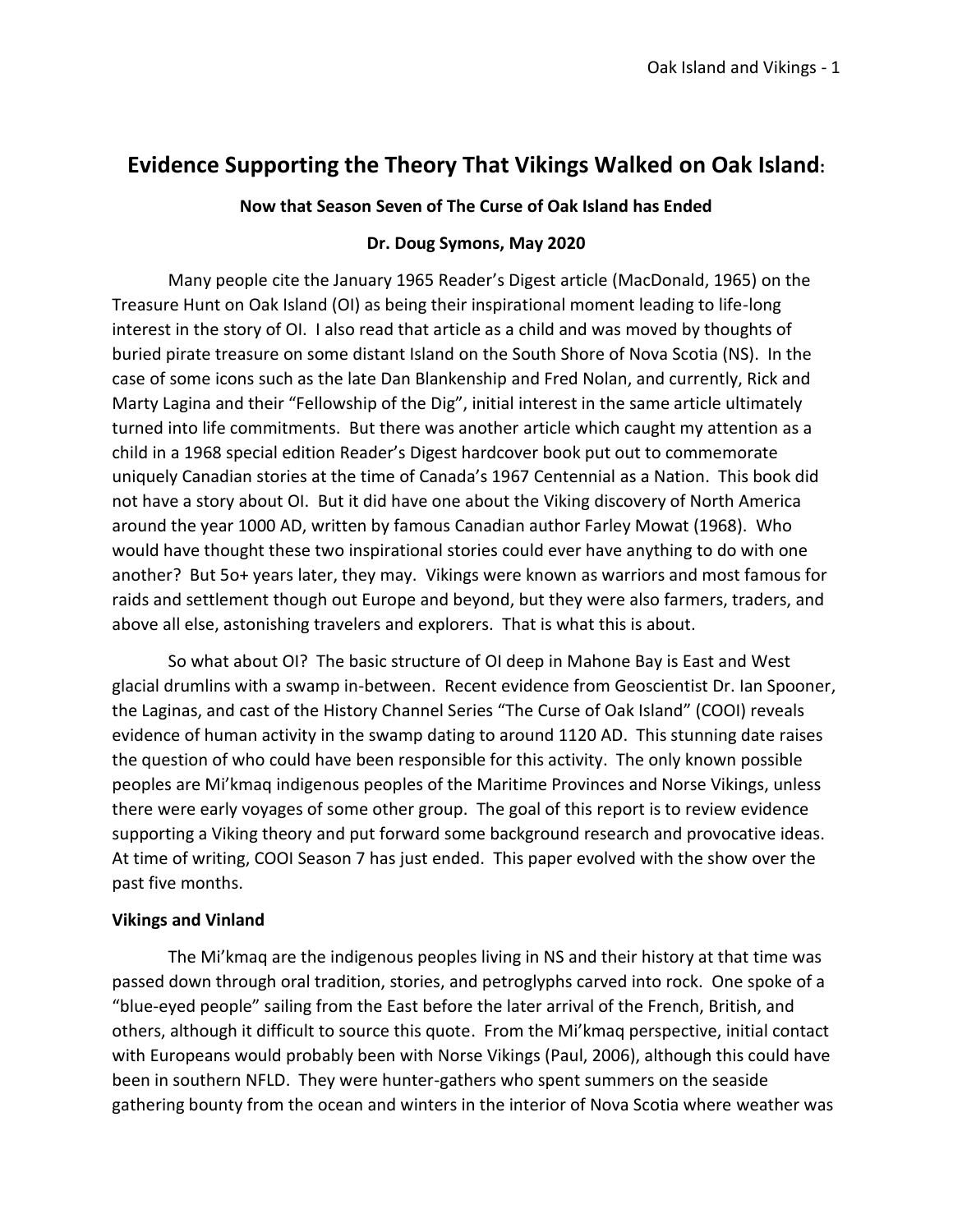# Evidence Supporting the Theory That Vikings Walked on Oak Island:

**Now that Season Seven of The Curse of Oak Island has Ended**

**Dr. Doug Symons, May 2020**

Many people cite the January 1965 Reader's Digest article (MacDonald, 1965) on the Treasure Hunt on Oak Island (OI) as being their inspirational moment leading to life-long interest in the story of OI. I also read that article as a child and was moved by thoughts of buried pirate treasure on some distant Island on the South Shore of Nova Scotia (NS). In the case of some icons such as the late Dan Blankenship and Fred Nolan, and currently, Rick and Marty Lagina and their "Fellowship of the Dig", initial interest in the same article ultimately turned into life commitments. But there was another article which caught my attention as a child in a 1968 special edition Reader's Digest hardcover book put out to commemorate uniquely Canadian stories at the time of Canada's 1967 Centennial as a Nation. This book did not have a story about OI. But it did have one about the Viking discovery of North America around the year 1000 AD, written by famous Canadian author Farley Mowat (1968). Who would have thought these two inspirational stories could ever have anything to do with one another? But 5o+ years later, they may. Vikings were known as warriors and most famous for raids and settlement though out Europe and beyond, but they were also farmers, traders, and above all else, astonishing travelers and explorers. That is what this is about.

So what about OI? The basic structure of OI deep in Mahone Bay is East and West glacial drumlins with a swamp in-between. Recent evidence from Geoscientist Dr. Ian Spooner, the Laginas, and cast of the History Channel Series "The Curse of Oak Island" (COOI) reveals evidence of human activity in the swamp dating to around 1120 AD. This stunning date raises the question of who could have been responsible for this activity. The only known possible peoples are Mi'kmaq indigenous peoples of the Maritime Provinces and Norse Vikings, unless there were early voyages of some other group. The goal of this report is to review evidence supporting a Viking theory and put forward some background research and provocative ideas. At time of writing, COOI Season 7 has just ended. This paper evolved with the show over the past five months.

**Vikings and Vinland**

The Mi'kmaq are the indigenous peoples living in NS and their history at that time was passed down through oral tradition, stories, and petroglyphs carved into rock. One spoke of a "blue-eyed people" sailing from the East before the later arrival of the French, British, and others, although it difficult to source this quote. From the Mi'kmaq perspective, initial contact with Europeans would probably been with Norse Vikings (Paul, 2006), although this could have been in southern NFLD. They were hunter-gathers who spent summers on the seaside gathering bounty from the ocean and winters in the interior of Nova Scotia where weather was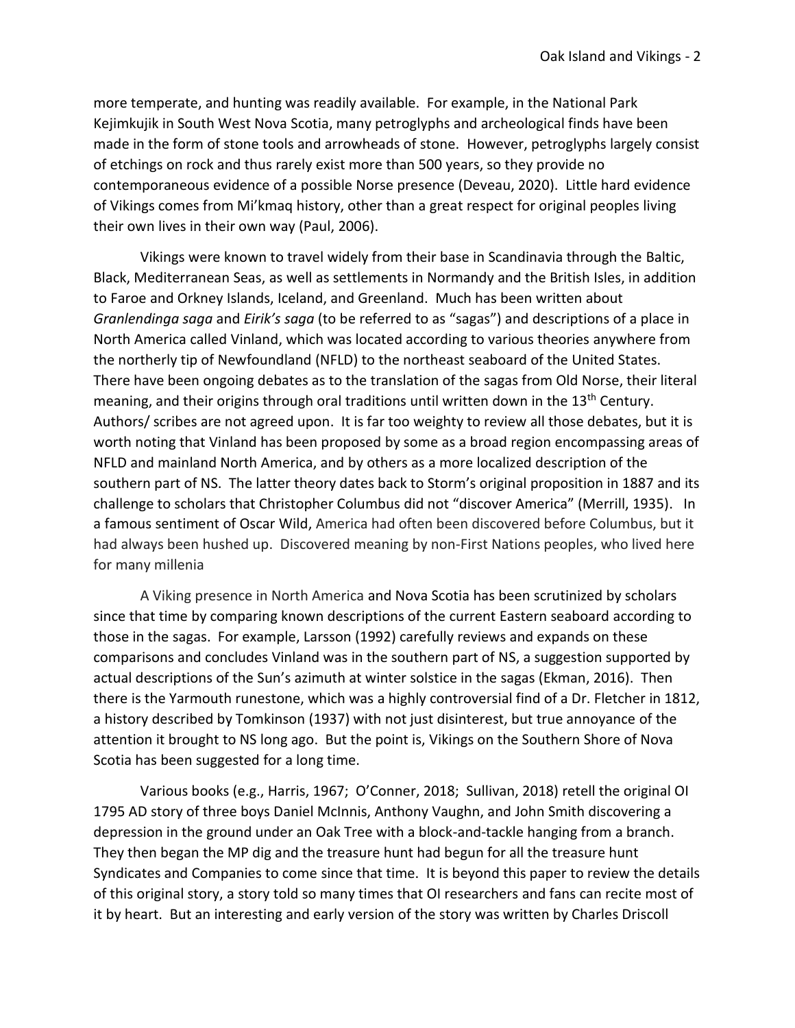more temperate, and hunting was readily available. For example, in the National Park Kejimkujik in South West Nova Scotia, many petroglyphs and archeological finds have been made in the form of stone tools and arrowheads of stone. However, petroglyphs largely consist of etchings on rock and thus rarely exist more than 500 years, so they provide no contemporaneous evidence of a possible Norse presence (Deveau, 2020). Little hard evidence of Vikings comes from Mi'kmaq history, other than a great respect for original peoples living their own lives in their own way (Paul, 2006).

Vikings were known to travel widely from their base in Scandinavia through the Baltic, Black, Mediterranean Seas, as well as settlements in Normandy and the British Isles, in addition to Faroe and Orkney Islands, Iceland, and Greenland. Much has been written about *Granlendinga saga* and *Eirik's saga* (to be referred to as "sagas") and descriptions of a place in North America called Vinland, which was located according to various theories anywhere from the northerly tip of Newfoundland (NFLD) to the northeast seaboard of the United States. There have been ongoing debates as to the translation of the sagas from Old Norse, their literal meaning, and their origins through oral traditions until written down in the 13th Century. Authors/ scribes are not agreed upon. It is far too weighty to review all those debates, but it is worth noting that Vinland has been proposed by some as a broad region encompassing areas of NFLD and mainland North America, and by others as a more localized description of the southern part of NS. The latter theory dates back to Storm's original proposition in 1887 and its challenge to scholars that Christopher Columbus did not "discover America" (Merrill, 1935). In a famous sentiment of Oscar Wild, America had often been discovered before Columbus, but it had always been hushed up. Discovered meaning by non-First Nations peoples, who lived here for many millenia

A Viking presence in North America and Nova Scotia has been scrutinized by scholars since that time by comparing known descriptions of the current Eastern seaboard according to those in the sagas. For example, Larsson (1992) carefully reviews and expands on these comparisons and concludes Vinland was in the southern part of NS, a suggestion supported by actual descriptions of the Sun's azimuth at winter solstice in the sagas (Ekman, 2016). Then there is the Yarmouth runestone, which was a highly controversial find of a Dr. Fletcher in 1812, a history described by Tomkinson (1937) with not just disinterest, but true annoyance of the attention it brought to NS long ago. But the point is, Vikings on the Southern Shore of Nova Scotia has been suggested for a long time.

Various books (e.g., Harris, 1967; O'Conner, 2018; Sullivan, 2018) retell the original OI 1795 AD story of three boys Daniel McInnis, Anthony Vaughn, and John Smith discovering a depression in the ground under an Oak Tree with a block-and-tackle hanging from a branch. They then began the MP dig and the treasure hunt had begun for all the treasure hunt Syndicates and Companies to come since that time. It is beyond this paper to review the details of this original story, a story told so many times that OI researchers and fans can recite most of it by heart. But an interesting and early version of the story was written by Charles Driscoll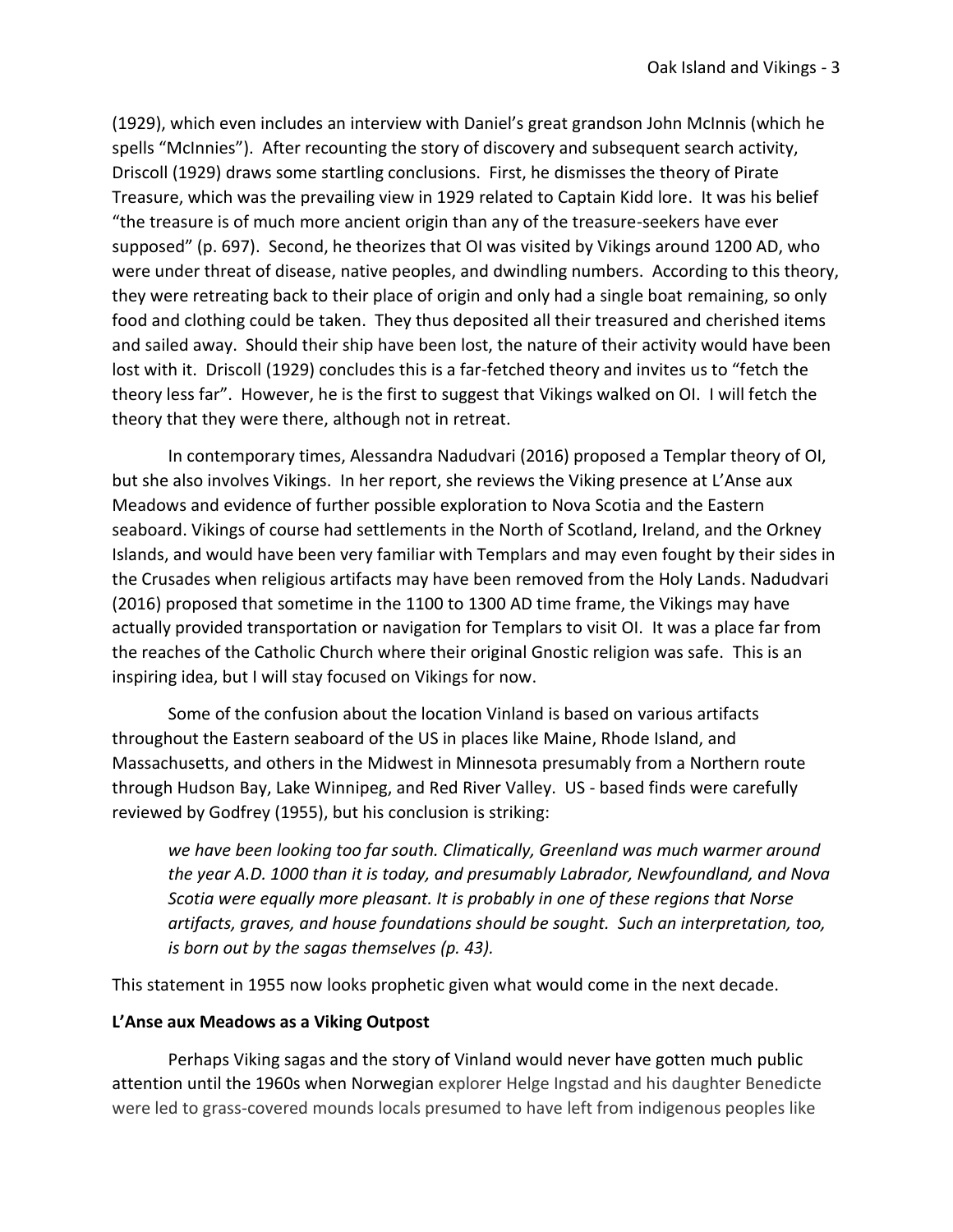(1929), which even includes an interview with Daniel's great grandson John McInnis (which he spells "McInnies"). After recounting the story of discovery and subsequent search activity, Driscoll (1929) draws some startling conclusions. First, he dismisses the theory of Pirate Treasure, which was the prevailing view in 1929 related to Captain Kidd lore. It was his belief "the treasure is of much more ancient origin than any of the treasure-seekers have ever supposed" (p. 697). Second, he theorizes that OI was visited by Vikings around 1200 AD, who were under threat of disease, native peoples, and dwindling numbers. According to this theory, they were retreating back to their place of origin and only had a single boat remaining, so only food and clothing could be taken. They thus deposited all their treasured and cherished items and sailed away. Should their ship have been lost, the nature of their activity would have been lost with it. Driscoll (1929) concludes this is a far-fetched theory and invites us to "fetch the theory less far". However, he is the first to suggest that Vikings walked on OI. I will fetch the theory that they were there, although not in retreat.

In contemporary times, Alessandra Nadudvari (2016) proposed a Templar theory of OI, but she also involves Vikings. In her report, she reviews the Viking presence at L'Anse aux Meadows and evidence of further possible exploration to Nova Scotia and the Eastern seaboard. Vikings of course had settlements in the North of Scotland, Ireland, and the Orkney Islands, and would have been very familiar with Templars and may even fought by their sides in the Crusades when religious artifacts may have been removed from the Holy Lands. Nadudvari (2016) proposed that sometime in the 1100 to 1300 AD time frame, the Vikings may have actually provided transportation or navigation for Templars to visit OI. It was a place far from the reaches of the Catholic Church where their original Gnostic religion was safe. This is an inspiring idea, but I will stay focused on Vikings for now.

Some of the confusion about the location Vinland is based on various artifacts throughout the Eastern seaboard of the US in places like Maine, Rhode Island, and Massachusetts, and others in the Midwest in Minnesota presumably from a Northern route through Hudson Bay, Lake Winnipeg, and Red River Valley. US - based finds were carefully reviewed by Godfrey (1955), but his conclusion is striking:

> *we have been looking too far south. Climatically, Greenland was much warmer around the year A.D. 1000 than it is today, and presumably Labrador, Newfoundland, and Nova Scotia were equally more pleasant. It is probably in one of these regions that Norse artifacts, graves, and house foundations should be sought. Such an interpretation, too, is born out by the sagas themselves (p. 43).*

This statement in 1955 now looks prophetic given what would come in the next decade.

**L'Anse aux Meadows as a Viking Outpost**

Perhaps Viking sagas and the story of Vinland would never have gotten much public attention until the 1960s when Norwegian explorer Helge Ingstad and his daughter Benedicte were led to grass-covered mounds locals presumed to have left from indigenous peoples like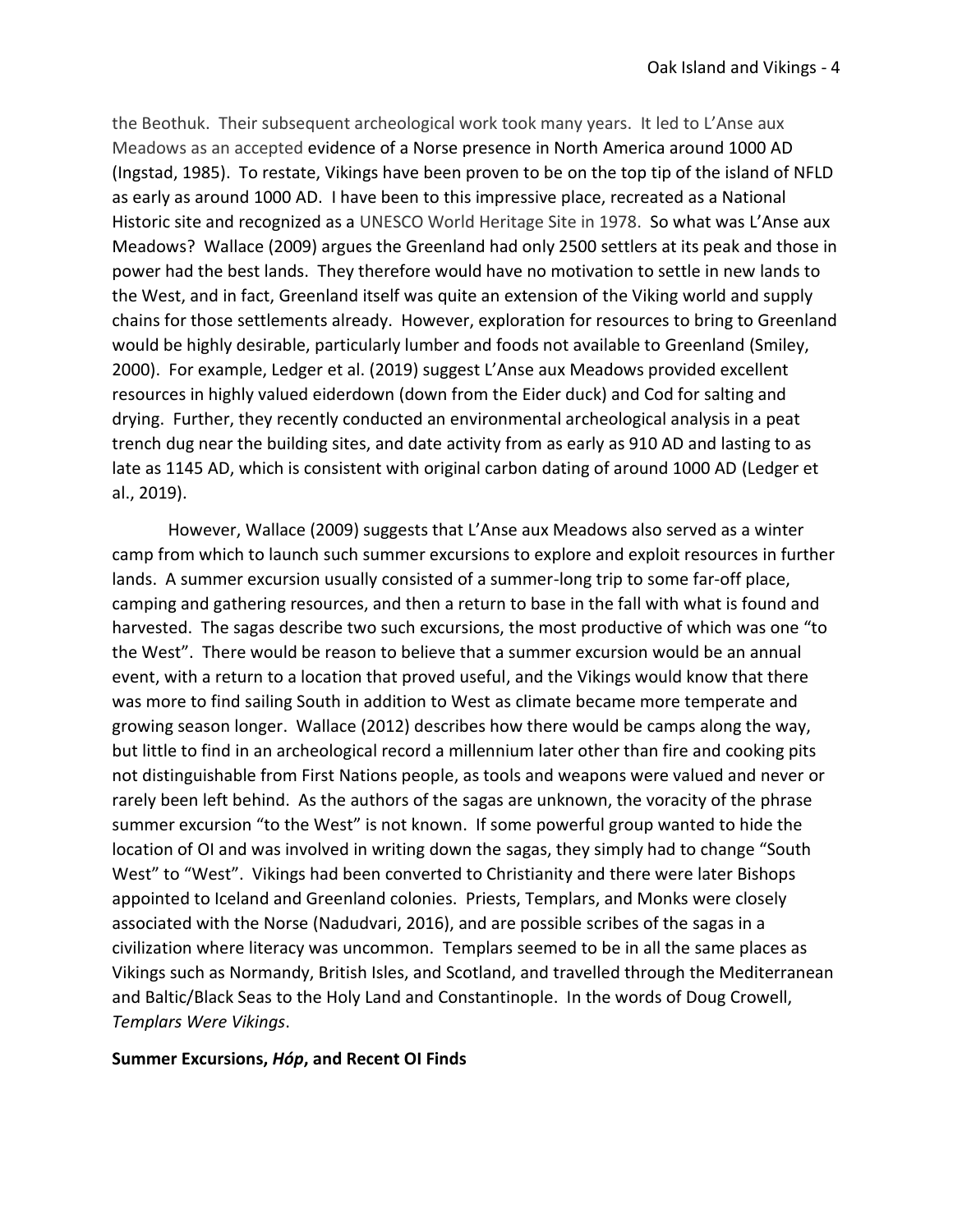the Beothuk. Their subsequent archeological work took many years. It led to L'Anse aux Meadows as an accepted evidence of a Norse presence in North America around 1000 AD (Ingstad, 1985). To restate, Vikings have been proven to be on the top tip of the island of NFLD as early as around 1000 AD. I have been to this impressive place, recreated as a National Historic site and recognized as a UNESCO World Heritage Site in 1978. So what was L'Anse aux Meadows? Wallace (2009) argues the Greenland had only 2500 settlers at its peak and those in power had the best lands. They therefore would have no motivation to settle in new lands to the West, and in fact, Greenland itself was quite an extension of the Viking world and supply chains for those settlements already. However, exploration for resources to bring to Greenland would be highly desirable, particularly lumber and foods not available to Greenland (Smiley, 2000). For example, Ledger et al. (2019) suggest L'Anse aux Meadows provided excellent resources in highly valued eiderdown (down from the Eider duck) and Cod for salting and drying. Further, they recently conducted an environmental archeological analysis in a peat trench dug near the building sites, and date activity from as early as 910 AD and lasting to as late as 1145 AD, which is consistent with original carbon dating of around 1000 AD (Ledger et al., 2019).

However, Wallace (2009) suggests that L'Anse aux Meadows also served as a winter camp from which to launch such summer excursions to explore and exploit resources in further lands. A summer excursion usually consisted of a summer-long trip to some far-off place, camping and gathering resources, and then a return to base in the fall with what is found and harvested. The sagas describe two such excursions, the most productive of which was one "to the West". There would be reason to believe that a summer excursion would be an annual event, with a return to a location that proved useful, and the Vikings would know that there was more to find sailing South in addition to West as climate became more temperate and growing season longer. Wallace (2012) describes how there would be camps along the way, but little to find in an archeological record a millennium later other than fire and cooking pits not distinguishable from First Nations people, as tools and weapons were valued and never or rarely been left behind. As the authors of the sagas are unknown, the voracity of the phrase summer excursion "to the West" is not known. If some powerful group wanted to hide the location of OI and was involved in writing down the sagas, they simply had to change "South West" to "West". Vikings had been converted to Christianity and there were later Bishops appointed to Iceland and Greenland colonies. Priests, Templars, and Monks were closely associated with the Norse (Nadudvari, 2016), and are possible scribes of the sagas in a civilization where literacy was uncommon. Templars seemed to be in all the same places as Vikings such as Normandy, British Isles, and Scotland, and travelled through the Mediterranean and Baltic/Black Seas to the Holy Land and Constantinople. In the words of Doug Crowell, *Templars Were Vikings*.

**Summer Excursions, *Hóp*, and Recent OI Finds**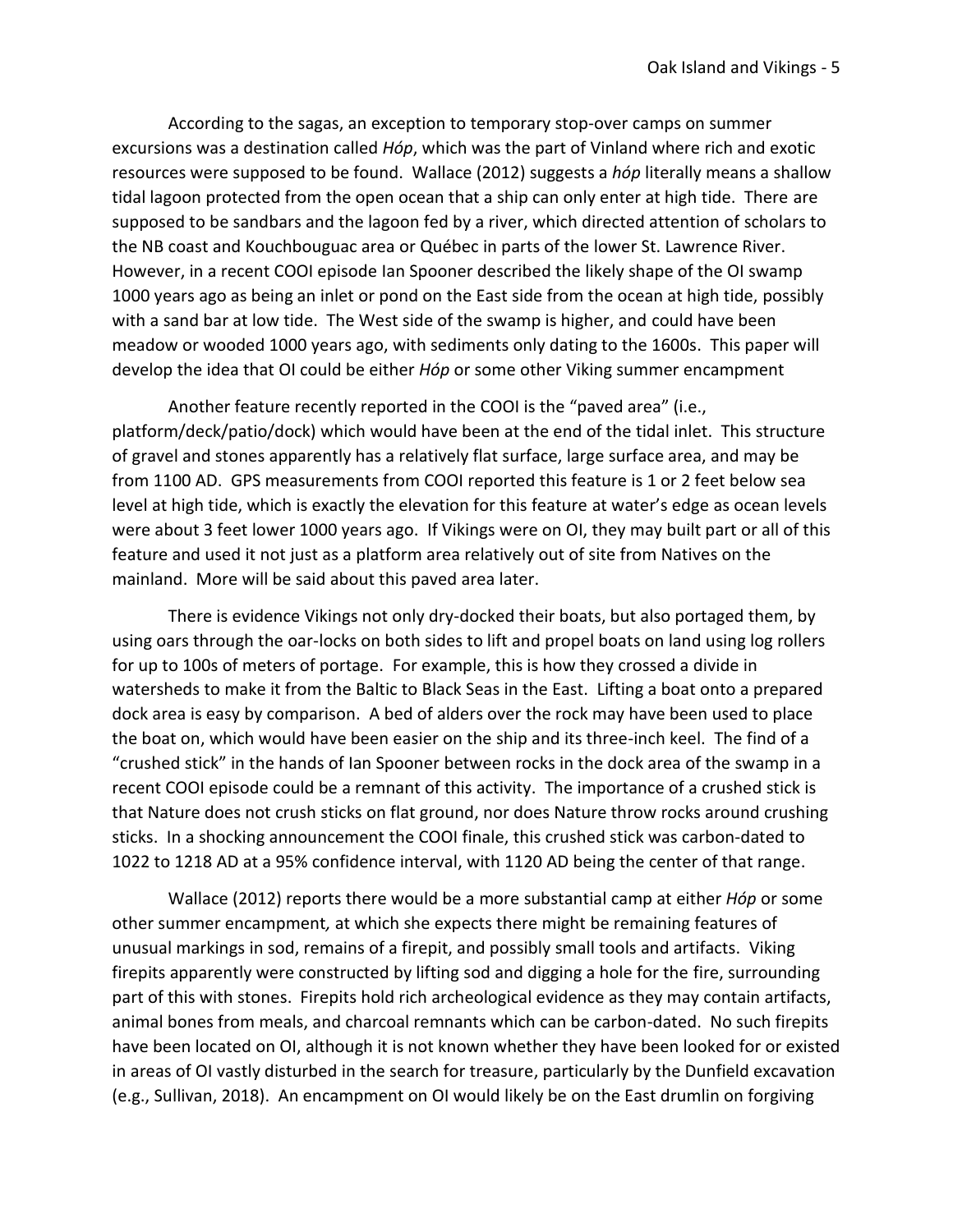According to the sagas, an exception to temporary stop-over camps on summer excursions was a destination called *Hóp*, which was the part of Vinland where rich and exotic resources were supposed to be found. Wallace (2012) suggests a *hóp* literally means a shallow tidal lagoon protected from the open ocean that a ship can only enter at high tide. There are supposed to be sandbars and the lagoon fed by a river, which directed attention of scholars to the NB coast and Kouchbouguac area or Québec in parts of the lower St. Lawrence River. However, in a recent COOI episode Ian Spooner described the likely shape of the OI swamp 1000 years ago as being an inlet or pond on the East side from the ocean at high tide, possibly with a sand bar at low tide. The West side of the swamp is higher, and could have been meadow or wooded 1000 years ago, with sediments only dating to the 1600s. This paper will develop the idea that OI could be either *Hóp* or some other Viking summer encampment

Another feature recently reported in the COOI is the "paved area" (i.e., platform/deck/patio/dock) which would have been at the end of the tidal inlet. This structure of gravel and stones apparently has a relatively flat surface, large surface area, and may be from 1100 AD. GPS measurements from COOI reported this feature is 1 or 2 feet below sea level at high tide, which is exactly the elevation for this feature at water's edge as ocean levels were about 3 feet lower 1000 years ago. If Vikings were on OI, they may built part or all of this feature and used it not just as a platform area relatively out of site from Natives on the mainland. More will be said about this paved area later.

There is evidence Vikings not only dry-docked their boats, but also portaged them, by using oars through the oar-locks on both sides to lift and propel boats on land using log rollers for up to 100s of meters of portage. For example, this is how they crossed a divide in watersheds to make it from the Baltic to Black Seas in the East. Lifting a boat onto a prepared dock area is easy by comparison. A bed of alders over the rock may have been used to place the boat on, which would have been easier on the ship and its three-inch keel. The find of a "crushed stick" in the hands of Ian Spooner between rocks in the dock area of the swamp in a recent COOI episode could be a remnant of this activity. The importance of a crushed stick is that Nature does not crush sticks on flat ground, nor does Nature throw rocks around crushing sticks. In a shocking announcement the COOI finale, this crushed stick was carbon-dated to 1022 to 1218 AD at a 95% confidence interval, with 1120 AD being the center of that range.

Wallace (2012) reports there would be a more substantial camp at either *Hóp* or some other summer encampment*,* at which she expects there might be remaining features of unusual markings in sod, remains of a firepit, and possibly small tools and artifacts. Viking firepits apparently were constructed by lifting sod and digging a hole for the fire, surrounding part of this with stones. Firepits hold rich archeological evidence as they may contain artifacts, animal bones from meals, and charcoal remnants which can be carbon-dated. No such firepits have been located on OI, although it is not known whether they have been looked for or existed in areas of OI vastly disturbed in the search for treasure, particularly by the Dunfield excavation (e.g., Sullivan, 2018). An encampment on OI would likely be on the East drumlin on forgiving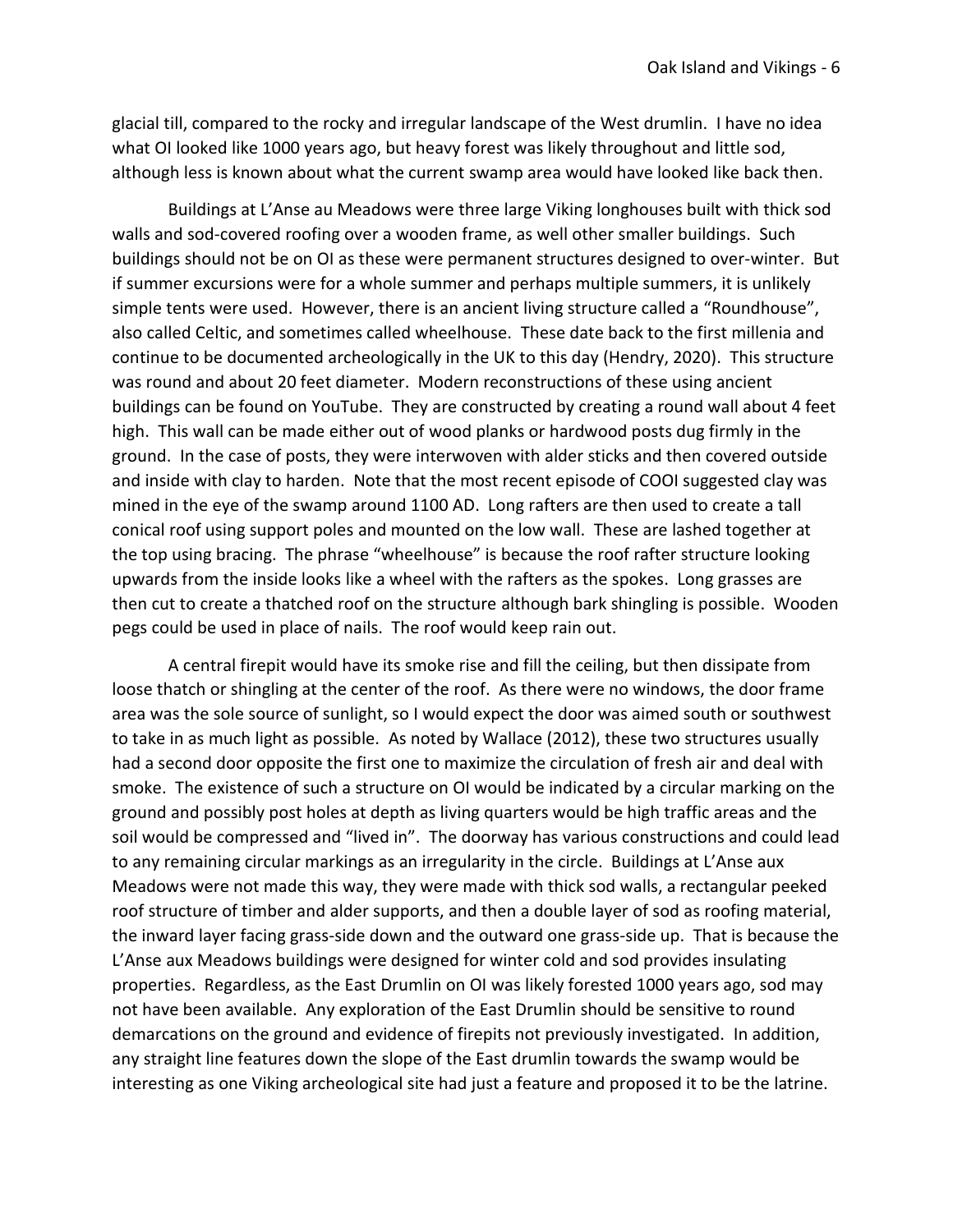glacial till, compared to the rocky and irregular landscape of the West drumlin. I have no idea what OI looked like 1000 years ago, but heavy forest was likely throughout and little sod, although less is known about what the current swamp area would have looked like back then.

Buildings at L'Anse au Meadows were three large Viking longhouses built with thick sod walls and sod-covered roofing over a wooden frame, as well other smaller buildings. Such buildings should not be on OI as these were permanent structures designed to over-winter. But if summer excursions were for a whole summer and perhaps multiple summers, it is unlikely simple tents were used. However, there is an ancient living structure called a "Roundhouse", also called Celtic, and sometimes called wheelhouse. These date back to the first millenia and continue to be documented archeologically in the UK to this day (Hendry, 2020). This structure was round and about 20 feet diameter. Modern reconstructions of these using ancient buildings can be found on YouTube. They are constructed by creating a round wall about 4 feet high. This wall can be made either out of wood planks or hardwood posts dug firmly in the ground. In the case of posts, they were interwoven with alder sticks and then covered outside and inside with clay to harden. Note that the most recent episode of COOI suggested clay was mined in the eye of the swamp around 1100 AD. Long rafters are then used to create a tall conical roof using support poles and mounted on the low wall. These are lashed together at the top using bracing. The phrase "wheelhouse" is because the roof rafter structure looking upwards from the inside looks like a wheel with the rafters as the spokes. Long grasses are then cut to create a thatched roof on the structure although bark shingling is possible. Wooden pegs could be used in place of nails. The roof would keep rain out.

A central firepit would have its smoke rise and fill the ceiling, but then dissipate from loose thatch or shingling at the center of the roof. As there were no windows, the door frame area was the sole source of sunlight, so I would expect the door was aimed south or southwest to take in as much light as possible. As noted by Wallace (2012), these two structures usually had a second door opposite the first one to maximize the circulation of fresh air and deal with smoke. The existence of such a structure on OI would be indicated by a circular marking on the ground and possibly post holes at depth as living quarters would be high traffic areas and the soil would be compressed and "lived in". The doorway has various constructions and could lead to any remaining circular markings as an irregularity in the circle. Buildings at L'Anse aux Meadows were not made this way, they were made with thick sod walls, a rectangular peeked roof structure of timber and alder supports, and then a double layer of sod as roofing material, the inward layer facing grass-side down and the outward one grass-side up. That is because the L'Anse aux Meadows buildings were designed for winter cold and sod provides insulating properties. Regardless, as the East Drumlin on OI was likely forested 1000 years ago, sod may not have been available. Any exploration of the East Drumlin should be sensitive to round demarcations on the ground and evidence of firepits not previously investigated. In addition, any straight line features down the slope of the East drumlin towards the swamp would be interesting as one Viking archeological site had just a feature and proposed it to be the latrine.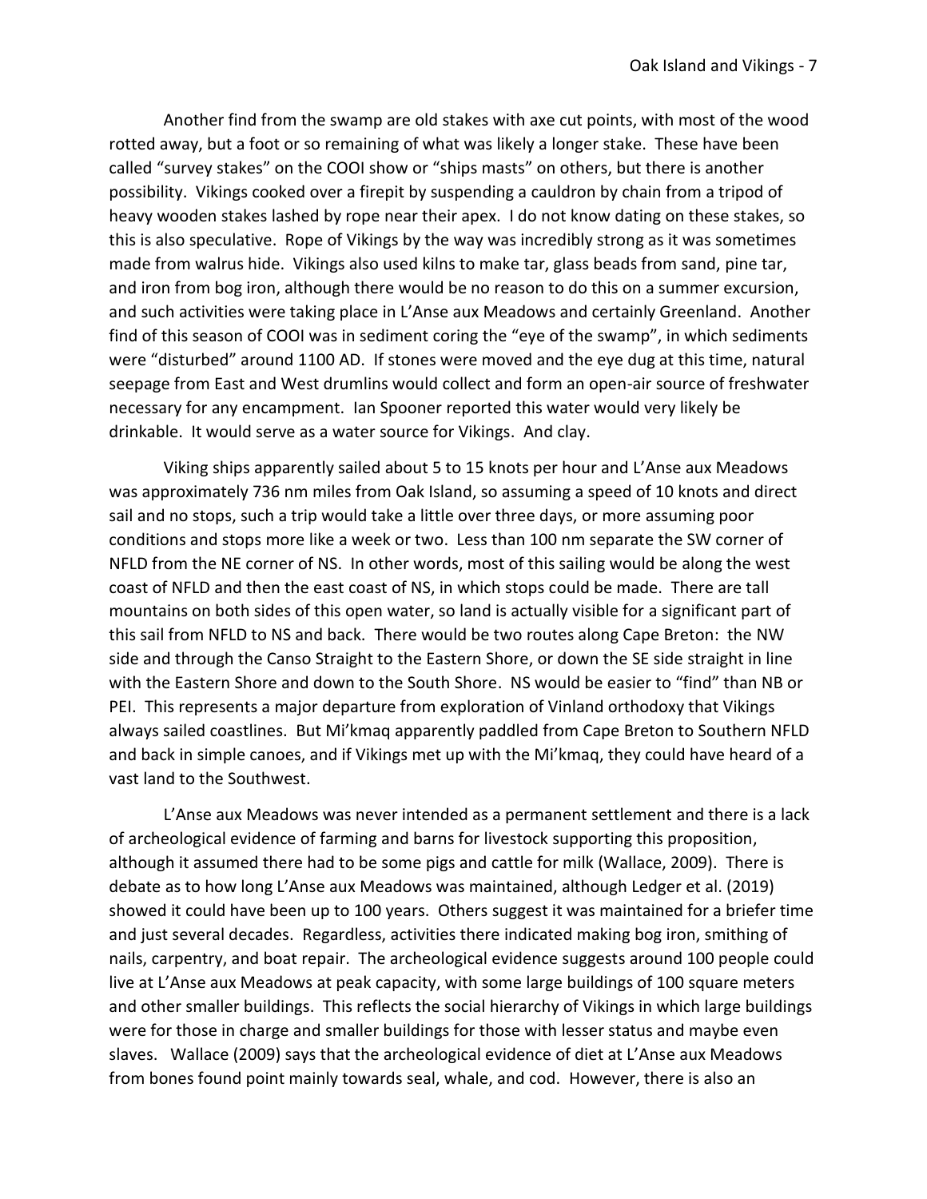Another find from the swamp are old stakes with axe cut points, with most of the wood rotted away, but a foot or so remaining of what was likely a longer stake. These have been called "survey stakes" on the COOI show or "ships masts" on others, but there is another possibility. Vikings cooked over a firepit by suspending a cauldron by chain from a tripod of heavy wooden stakes lashed by rope near their apex. I do not know dating on these stakes, so this is also speculative. Rope of Vikings by the way was incredibly strong as it was sometimes made from walrus hide. Vikings also used kilns to make tar, glass beads from sand, pine tar, and iron from bog iron, although there would be no reason to do this on a summer excursion, and such activities were taking place in L'Anse aux Meadows and certainly Greenland. Another find of this season of COOI was in sediment coring the "eye of the swamp", in which sediments were "disturbed" around 1100 AD. If stones were moved and the eye dug at this time, natural seepage from East and West drumlins would collect and form an open-air source of freshwater necessary for any encampment. Ian Spooner reported this water would very likely be drinkable. It would serve as a water source for Vikings. And clay.

Viking ships apparently sailed about 5 to 15 knots per hour and L'Anse aux Meadows was approximately 736 nm miles from Oak Island, so assuming a speed of 10 knots and direct sail and no stops, such a trip would take a little over three days, or more assuming poor conditions and stops more like a week or two. Less than 100 nm separate the SW corner of NFLD from the NE corner of NS. In other words, most of this sailing would be along the west coast of NFLD and then the east coast of NS, in which stops could be made. There are tall mountains on both sides of this open water, so land is actually visible for a significant part of this sail from NFLD to NS and back. There would be two routes along Cape Breton: the NW side and through the Canso Straight to the Eastern Shore, or down the SE side straight in line with the Eastern Shore and down to the South Shore. NS would be easier to "find" than NB or PEI. This represents a major departure from exploration of Vinland orthodoxy that Vikings always sailed coastlines. But Mi'kmaq apparently paddled from Cape Breton to Southern NFLD and back in simple canoes, and if Vikings met up with the Mi'kmaq, they could have heard of a vast land to the Southwest.

L'Anse aux Meadows was never intended as a permanent settlement and there is a lack of archeological evidence of farming and barns for livestock supporting this proposition, although it assumed there had to be some pigs and cattle for milk (Wallace, 2009). There is debate as to how long L'Anse aux Meadows was maintained, although Ledger et al. (2019) showed it could have been up to 100 years. Others suggest it was maintained for a briefer time and just several decades. Regardless, activities there indicated making bog iron, smithing of nails, carpentry, and boat repair. The archeological evidence suggests around 100 people could live at L'Anse aux Meadows at peak capacity, with some large buildings of 100 square meters and other smaller buildings. This reflects the social hierarchy of Vikings in which large buildings were for those in charge and smaller buildings for those with lesser status and maybe even slaves. Wallace (2009) says that the archeological evidence of diet at L'Anse aux Meadows from bones found point mainly towards seal, whale, and cod. However, there is also an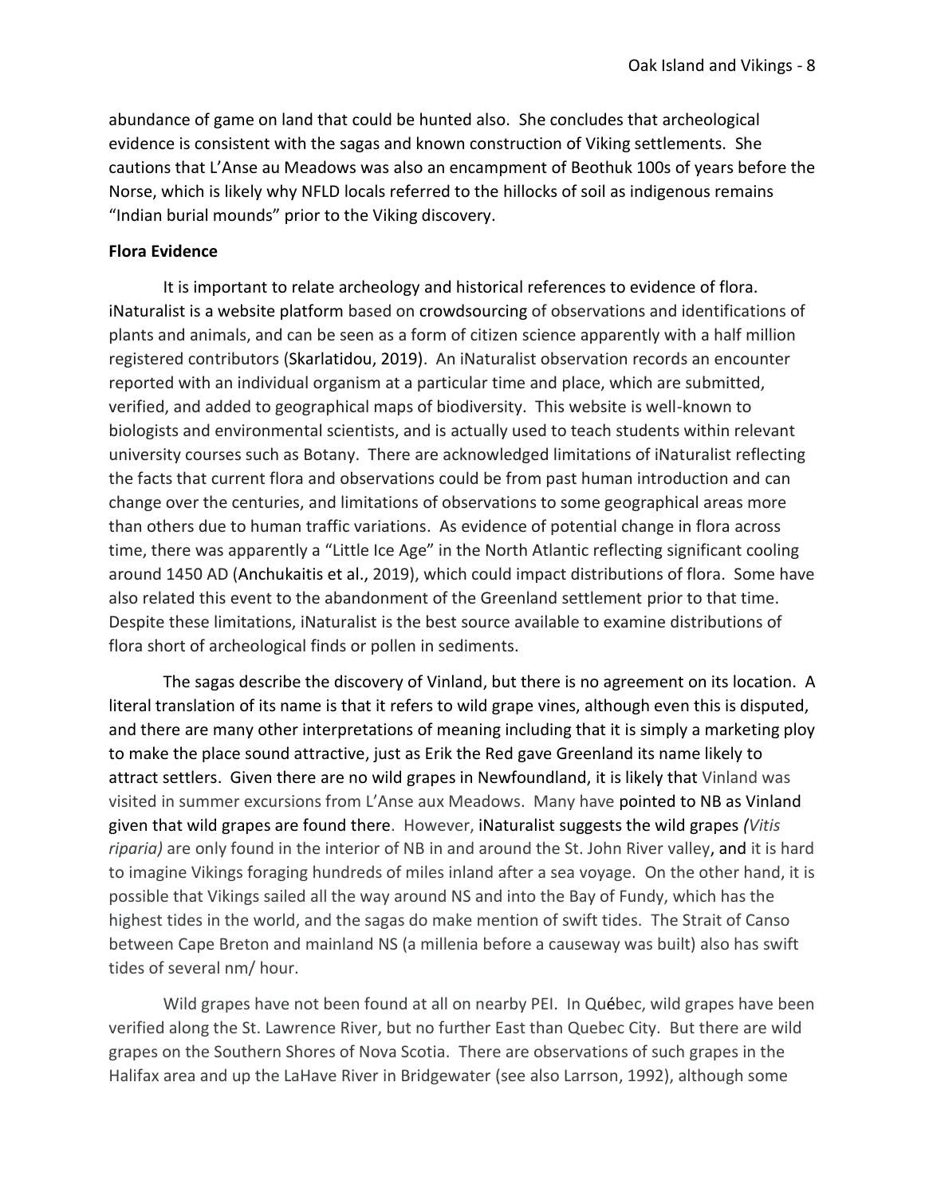abundance of game on land that could be hunted also. She concludes that archeological evidence is consistent with the sagas and known construction of Viking settlements. She cautions that L'Anse au Meadows was also an encampment of Beothuk 100s of years before the Norse, which is likely why NFLD locals referred to the hillocks of soil as indigenous remains "Indian burial mounds" prior to the Viking discovery.

**Flora Evidence**

It is important to relate archeology and historical references to evidence of flora. iNaturalist is a website platform based on crowdsourcing of observations and identifications of plants and animals, and can be seen as a form of citizen science apparently with a half million registered contributors (Skarlatidou, 2019). An iNaturalist observation records an encounter reported with an individual organism at a particular time and place, which are submitted, verified, and added to geographical maps of biodiversity. This website is well-known to biologists and environmental scientists, and is actually used to teach students within relevant university courses such as Botany. There are acknowledged limitations of iNaturalist reflecting the facts that current flora and observations could be from past human introduction and can change over the centuries, and limitations of observations to some geographical areas more than others due to human traffic variations. As evidence of potential change in flora across time, there was apparently a "Little Ice Age" in the North Atlantic reflecting significant cooling around 1450 AD (Anchukaitis et al., 2019), which could impact distributions of flora. Some have also related this event to the abandonment of the Greenland settlement prior to that time. Despite these limitations, iNaturalist is the best source available to examine distributions of flora short of archeological finds or pollen in sediments.

The sagas describe the discovery of Vinland, but there is no agreement on its location. A literal translation of its name is that it refers to wild grape vines, although even this is disputed, and there are many other interpretations of meaning including that it is simply a marketing ploy to make the place sound attractive, just as Erik the Red gave Greenland its name likely to attract settlers. Given there are no wild grapes in Newfoundland, it is likely that Vinland was visited in summer excursions from L'Anse aux Meadows. Many have pointed to NB as Vinland given that wild grapes are found there. However, iNaturalist suggests the wild grapes *(Vitis riparia)* are only found in the interior of NB in and around the St. John River valley, and it is hard to imagine Vikings foraging hundreds of miles inland after a sea voyage. On the other hand, it is possible that Vikings sailed all the way around NS and into the Bay of Fundy, which has the highest tides in the world, and the sagas do make mention of swift tides. The Strait of Canso between Cape Breton and mainland NS (a millenia before a causeway was built) also has swift tides of several nm/ hour.

Wild grapes have not been found at all on nearby PEI. In Québec, wild grapes have been verified along the St. Lawrence River, but no further East than Quebec City. But there are wild grapes on the Southern Shores of Nova Scotia. There are observations of such grapes in the Halifax area and up the LaHave River in Bridgewater (see also Larrson, 1992), although some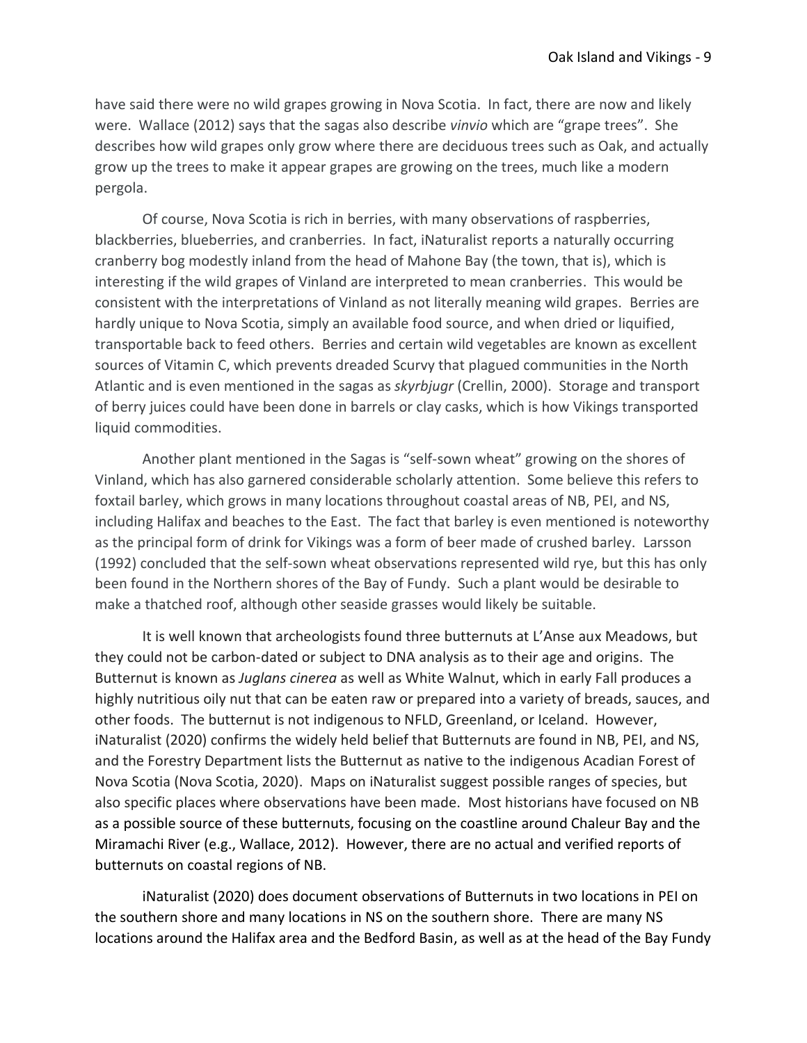have said there were no wild grapes growing in Nova Scotia. In fact, there are now and likely were. Wallace (2012) says that the sagas also describe *vinvio* which are "grape trees". She describes how wild grapes only grow where there are deciduous trees such as Oak, and actually grow up the trees to make it appear grapes are growing on the trees, much like a modern pergola.

Of course, Nova Scotia is rich in berries, with many observations of raspberries, blackberries, blueberries, and cranberries. In fact, iNaturalist reports a naturally occurring cranberry bog modestly inland from the head of Mahone Bay (the town, that is), which is interesting if the wild grapes of Vinland are interpreted to mean cranberries. This would be consistent with the interpretations of Vinland as not literally meaning wild grapes. Berries are hardly unique to Nova Scotia, simply an available food source, and when dried or liquified, transportable back to feed others. Berries and certain wild vegetables are known as excellent sources of Vitamin C, which prevents dreaded Scurvy that plagued communities in the North Atlantic and is even mentioned in the sagas as *skyrbjugr* (Crellin, 2000). Storage and transport of berry juices could have been done in barrels or clay casks, which is how Vikings transported liquid commodities.

Another plant mentioned in the Sagas is "self-sown wheat" growing on the shores of Vinland, which has also garnered considerable scholarly attention. Some believe this refers to foxtail barley, which grows in many locations throughout coastal areas of NB, PEI, and NS, including Halifax and beaches to the East. The fact that barley is even mentioned is noteworthy as the principal form of drink for Vikings was a form of beer made of crushed barley. Larsson (1992) concluded that the self-sown wheat observations represented wild rye, but this has only been found in the Northern shores of the Bay of Fundy. Such a plant would be desirable to make a thatched roof, although other seaside grasses would likely be suitable.

It is well known that archeologists found three butternuts at L'Anse aux Meadows, but they could not be carbon-dated or subject to DNA analysis as to their age and origins. The Butternut is known as *Juglans cinerea* as well as White Walnut, which in early Fall produces a highly nutritious oily nut that can be eaten raw or prepared into a variety of breads, sauces, and other foods. The butternut is not indigenous to NFLD, Greenland, or Iceland. However, iNaturalist (2020) confirms the widely held belief that Butternuts are found in NB, PEI, and NS, and the Forestry Department lists the Butternut as native to the indigenous Acadian Forest of Nova Scotia (Nova Scotia, 2020). Maps on iNaturalist suggest possible ranges of species, but also specific places where observations have been made. Most historians have focused on NB as a possible source of these butternuts, focusing on the coastline around Chaleur Bay and the Miramachi River (e.g., Wallace, 2012). However, there are no actual and verified reports of butternuts on coastal regions of NB.

iNaturalist (2020) does document observations of Butternuts in two locations in PEI on the southern shore and many locations in NS on the southern shore. There are many NS locations around the Halifax area and the Bedford Basin, as well as at the head of the Bay Fundy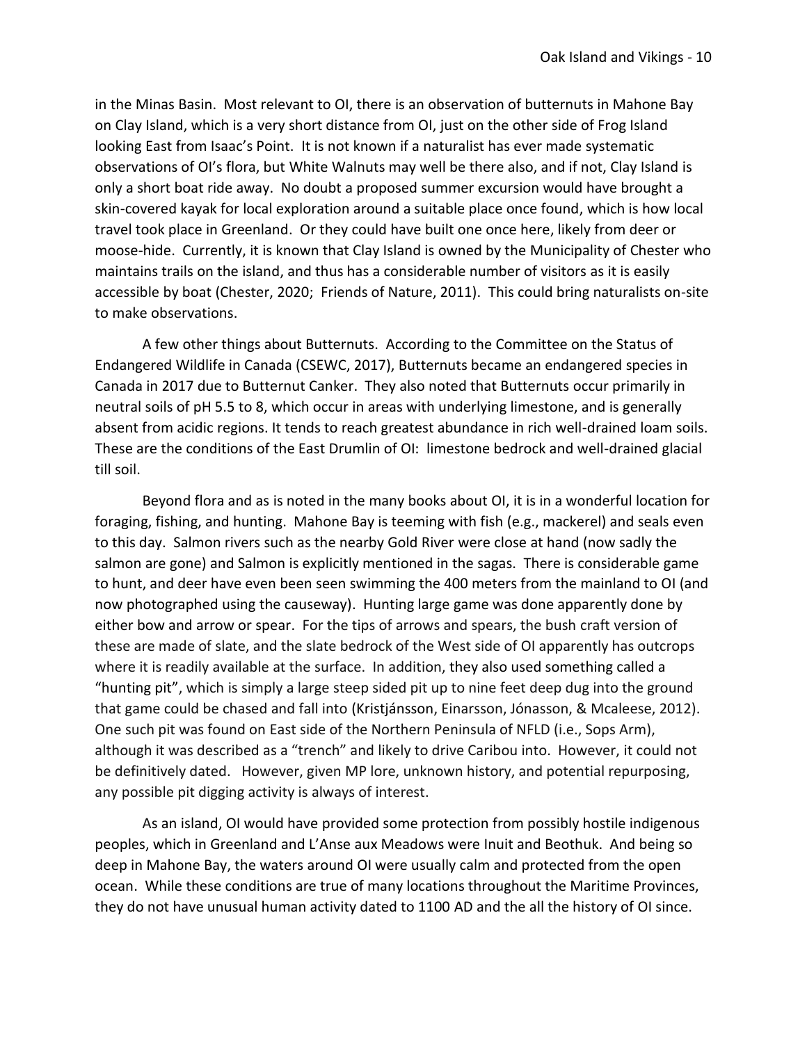in the Minas Basin. Most relevant to OI, there is an observation of butternuts in Mahone Bay on Clay Island, which is a very short distance from OI, just on the other side of Frog Island looking East from Isaac's Point. It is not known if a naturalist has ever made systematic observations of OI's flora, but White Walnuts may well be there also, and if not, Clay Island is only a short boat ride away. No doubt a proposed summer excursion would have brought a skin-covered kayak for local exploration around a suitable place once found, which is how local travel took place in Greenland. Or they could have built one once here, likely from deer or moose-hide. Currently, it is known that Clay Island is owned by the Municipality of Chester who maintains trails on the island, and thus has a considerable number of visitors as it is easily accessible by boat (Chester, 2020; Friends of Nature, 2011). This could bring naturalists on-site to make observations.

A few other things about Butternuts. According to the Committee on the Status of Endangered Wildlife in Canada (CSEWC, 2017), Butternuts became an endangered species in Canada in 2017 due to Butternut Canker. They also noted that Butternuts occur primarily in neutral soils of pH 5.5 to 8, which occur in areas with underlying limestone, and is generally absent from acidic regions. It tends to reach greatest abundance in rich well-drained loam soils. These are the conditions of the East Drumlin of OI: limestone bedrock and well-drained glacial till soil.

Beyond flora and as is noted in the many books about OI, it is in a wonderful location for foraging, fishing, and hunting. Mahone Bay is teeming with fish (e.g., mackerel) and seals even to this day. Salmon rivers such as the nearby Gold River were close at hand (now sadly the salmon are gone) and Salmon is explicitly mentioned in the sagas. There is considerable game to hunt, and deer have even been seen swimming the 400 meters from the mainland to OI (and now photographed using the causeway). Hunting large game was done apparently done by either bow and arrow or spear. For the tips of arrows and spears, the bush craft version of these are made of slate, and the slate bedrock of the West side of OI apparently has outcrops where it is readily available at the surface. In addition, they also used something called a "hunting pit", which is simply a large steep sided pit up to nine feet deep dug into the ground that game could be chased and fall into (Kristjánsson, Einarsson, Jónasson, & Mcaleese, 2012). One such pit was found on East side of the Northern Peninsula of NFLD (i.e., Sops Arm), although it was described as a "trench" and likely to drive Caribou into. However, it could not be definitively dated. However, given MP lore, unknown history, and potential repurposing, any possible pit digging activity is always of interest.

As an island, OI would have provided some protection from possibly hostile indigenous peoples, which in Greenland and L'Anse aux Meadows were Inuit and Beothuk. And being so deep in Mahone Bay, the waters around OI were usually calm and protected from the open ocean. While these conditions are true of many locations throughout the Maritime Provinces, they do not have unusual human activity dated to 1100 AD and the all the history of OI since.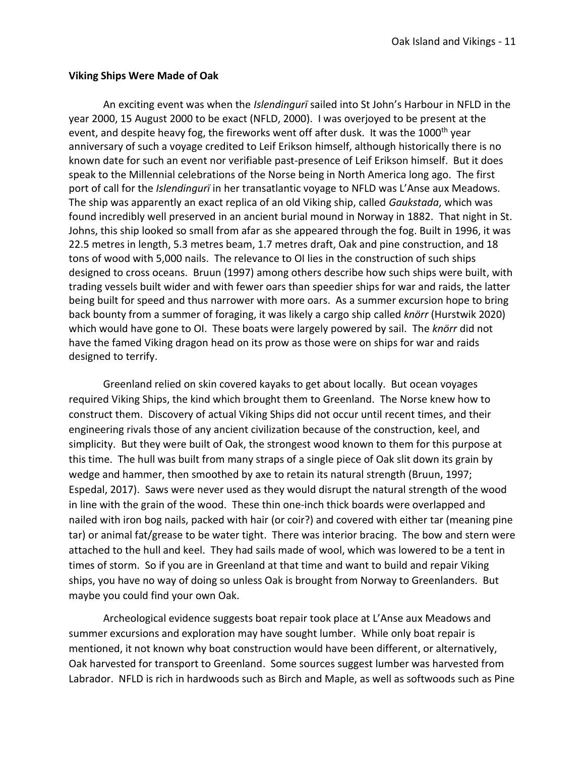### Viking Ships Were Made of Oak

An exciting event was when the *Islendingurï* sailed into St John's Harbour in NFLD in the year 2000, 15 August 2000 to be exact (NFLD, 2000). I was overjoyed to be present at the event, and despite heavy fog, the fireworks went off after dusk. It was the 1000th year anniversary of such a voyage credited to Leif Erikson himself, although historically there is no known date for such an event nor verifiable past-presence of Leif Erikson himself. But it does speak to the Millennial celebrations of the Norse being in North America long ago. The first port of call for the *Islendingurï* in her transatlantic voyage to NFLD was L'Anse aux Meadows. The ship was apparently an exact replica of an old Viking ship, called *Gaukstada*, which was found incredibly well preserved in an ancient burial mound in Norway in 1882. That night in St. Johns, this ship looked so small from afar as she appeared through the fog. Built in 1996, it was 22.5 metres in length, 5.3 metres beam, 1.7 metres draft, Oak and pine construction, and 18 tons of wood with 5,000 nails. The relevance to OI lies in the construction of such ships designed to cross oceans. Bruun (1997) among others describe how such ships were built, with trading vessels built wider and with fewer oars than speedier ships for war and raids, the latter being built for speed and thus narrower with more oars. As a summer excursion hope to bring back bounty from a summer of foraging, it was likely a cargo ship called *knörr* (Hurstwik 2020) which would have gone to OI. These boats were largely powered by sail. The *knörr* did not have the famed Viking dragon head on its prow as those were on ships for war and raids designed to terrify.

Greenland relied on skin covered kayaks to get about locally. But ocean voyages required Viking Ships, the kind which brought them to Greenland. The Norse knew how to construct them. Discovery of actual Viking Ships did not occur until recent times, and their engineering rivals those of any ancient civilization because of the construction, keel, and simplicity. But they were built of Oak, the strongest wood known to them for this purpose at this time. The hull was built from many straps of a single piece of Oak slit down its grain by wedge and hammer, then smoothed by axe to retain its natural strength (Bruun, 1997; Espedal, 2017). Saws were never used as they would disrupt the natural strength of the wood in line with the grain of the wood. These thin one-inch thick boards were overlapped and nailed with iron bog nails, packed with hair (or coir?) and covered with either tar (meaning pine tar) or animal fat/grease to be water tight. There was interior bracing. The bow and stern were attached to the hull and keel. They had sails made of wool, which was lowered to be a tent in times of storm. So if you are in Greenland at that time and want to build and repair Viking ships, you have no way of doing so unless Oak is brought from Norway to Greenlanders. But maybe you could find your own Oak.

Archeological evidence suggests boat repair took place at L'Anse aux Meadows and summer excursions and exploration may have sought lumber. While only boat repair is mentioned, it not known why boat construction would have been different, or alternatively, Oak harvested for transport to Greenland. Some sources suggest lumber was harvested from Labrador. NFLD is rich in hardwoods such as Birch and Maple, as well as softwoods such as Pine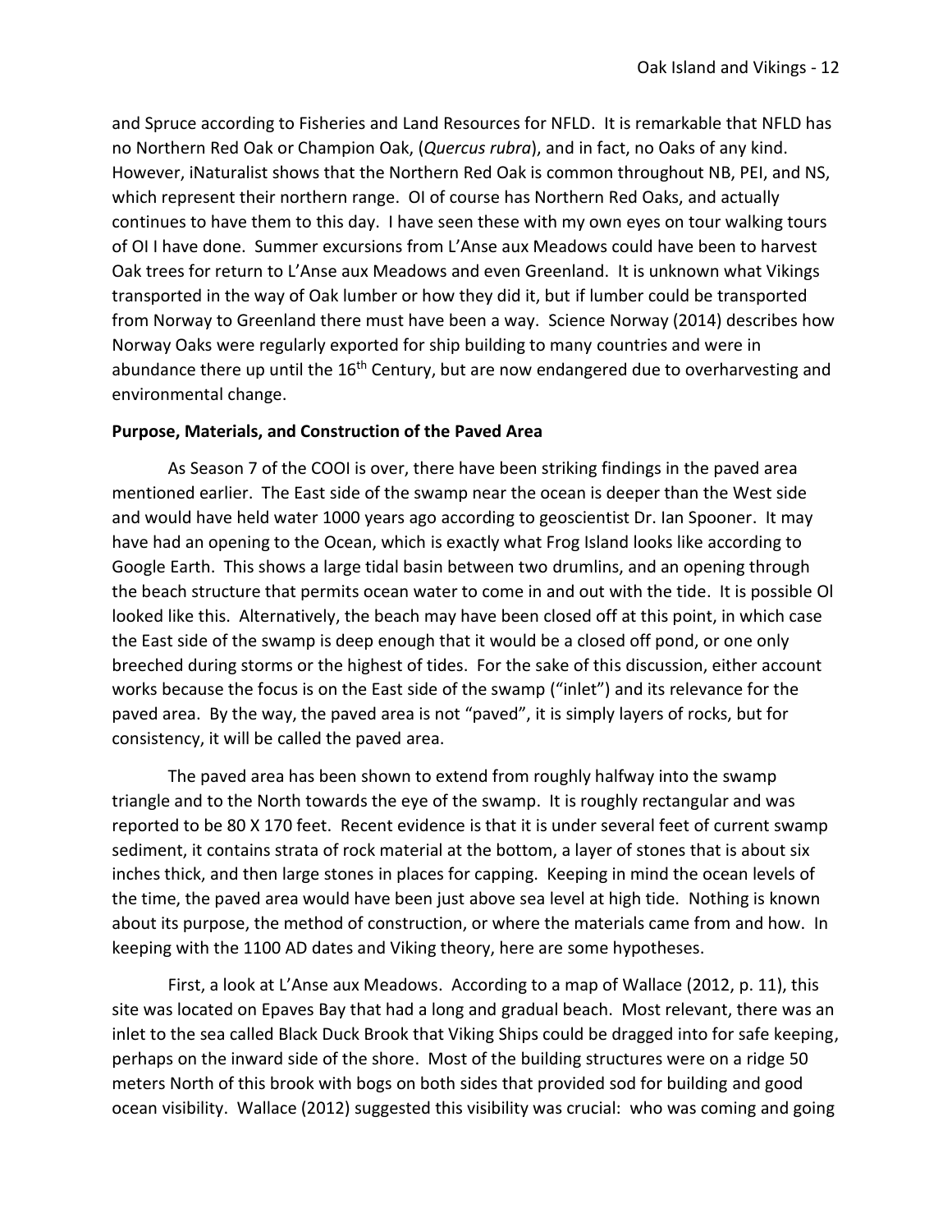and Spruce according to Fisheries and Land Resources for NFLD. It is remarkable that NFLD has no Northern Red Oak or Champion Oak, (*Quercus rubra*), and in fact, no Oaks of any kind. However, iNaturalist shows that the Northern Red Oak is common throughout NB, PEI, and NS, which represent their northern range. OI of course has Northern Red Oaks, and actually continues to have them to this day. I have seen these with my own eyes on tour walking tours of OI I have done. Summer excursions from L'Anse aux Meadows could have been to harvest Oak trees for return to L'Anse aux Meadows and even Greenland. It is unknown what Vikings transported in the way of Oak lumber or how they did it, but if lumber could be transported from Norway to Greenland there must have been a way. Science Norway (2014) describes how Norway Oaks were regularly exported for ship building to many countries and were in abundance there up until the 16th Century, but are now endangered due to overharvesting and environmental change.

**Purpose, Materials, and Construction of the Paved Area**

As Season 7 of the COOI is over, there have been striking findings in the paved area mentioned earlier. The East side of the swamp near the ocean is deeper than the West side and would have held water 1000 years ago according to geoscientist Dr. Ian Spooner. It may have had an opening to the Ocean, which is exactly what Frog Island looks like according to Google Earth. This shows a large tidal basin between two drumlins, and an opening through the beach structure that permits ocean water to come in and out with the tide. It is possible OI looked like this. Alternatively, the beach may have been closed off at this point, in which case the East side of the swamp is deep enough that it would be a closed off pond, or one only breeched during storms or the highest of tides. For the sake of this discussion, either account works because the focus is on the East side of the swamp ("inlet") and its relevance for the paved area. By the way, the paved area is not "paved", it is simply layers of rocks, but for consistency, it will be called the paved area.

The paved area has been shown to extend from roughly halfway into the swamp triangle and to the North towards the eye of the swamp. It is roughly rectangular and was reported to be 80 X 170 feet. Recent evidence is that it is under several feet of current swamp sediment, it contains strata of rock material at the bottom, a layer of stones that is about six inches thick, and then large stones in places for capping. Keeping in mind the ocean levels of the time, the paved area would have been just above sea level at high tide. Nothing is known about its purpose, the method of construction, or where the materials came from and how. In keeping with the 1100 AD dates and Viking theory, here are some hypotheses.

First, a look at L'Anse aux Meadows. According to a map of Wallace (2012, p. 11), this site was located on Epaves Bay that had a long and gradual beach. Most relevant, there was an inlet to the sea called Black Duck Brook that Viking Ships could be dragged into for safe keeping, perhaps on the inward side of the shore. Most of the building structures were on a ridge 50 meters North of this brook with bogs on both sides that provided sod for building and good ocean visibility. Wallace (2012) suggested this visibility was crucial: who was coming and going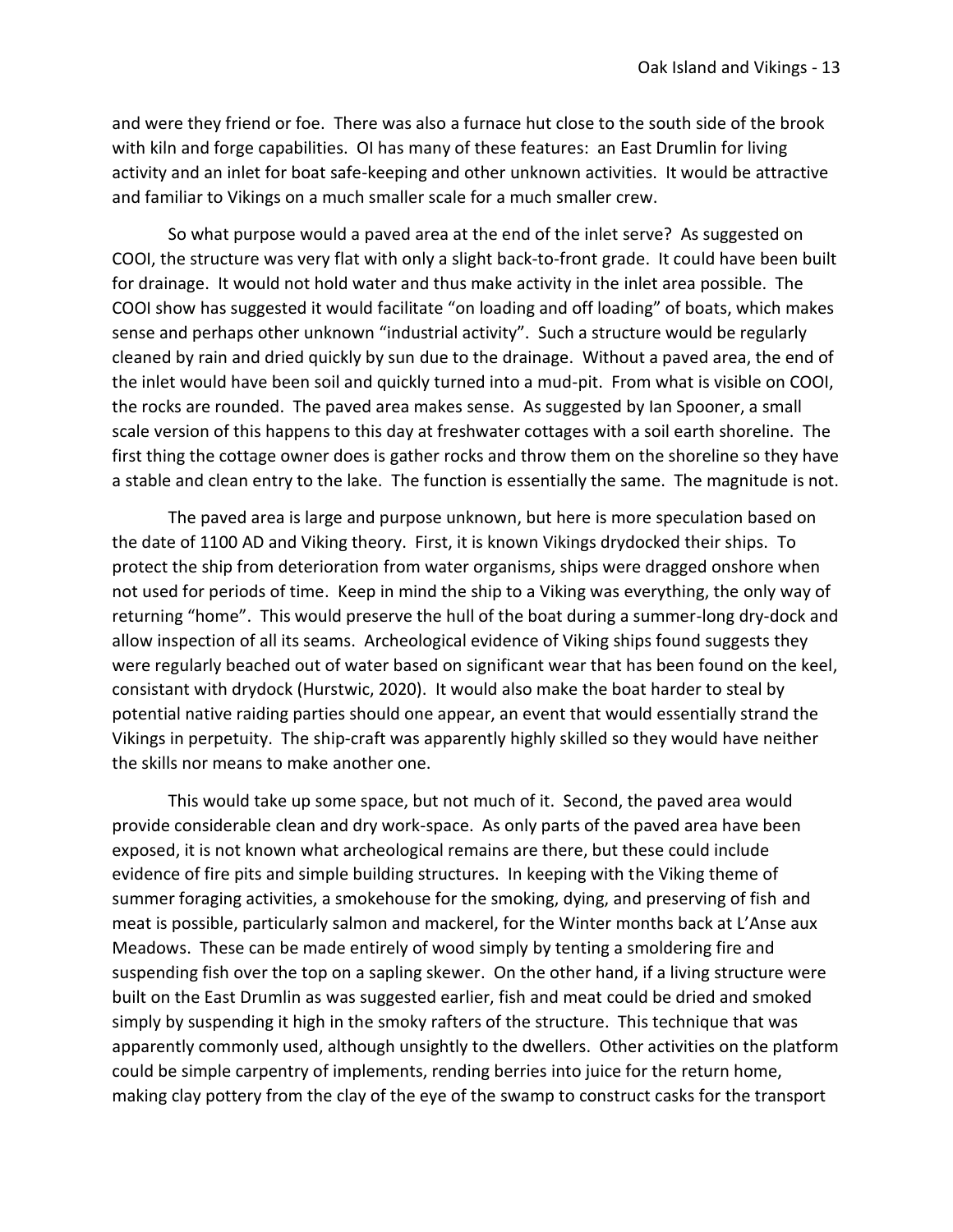and were they friend or foe. There was also a furnace hut close to the south side of the brook with kiln and forge capabilities. OI has many of these features: an East Drumlin for living activity and an inlet for boat safe-keeping and other unknown activities. It would be attractive and familiar to Vikings on a much smaller scale for a much smaller crew.

So what purpose would a paved area at the end of the inlet serve? As suggested on COOI, the structure was very flat with only a slight back-to-front grade. It could have been built for drainage. It would not hold water and thus make activity in the inlet area possible. The COOI show has suggested it would facilitate "on loading and off loading" of boats, which makes sense and perhaps other unknown "industrial activity". Such a structure would be regularly cleaned by rain and dried quickly by sun due to the drainage. Without a paved area, the end of the inlet would have been soil and quickly turned into a mud-pit. From what is visible on COOI, the rocks are rounded. The paved area makes sense. As suggested by Ian Spooner, a small scale version of this happens to this day at freshwater cottages with a soil earth shoreline. The first thing the cottage owner does is gather rocks and throw them on the shoreline so they have a stable and clean entry to the lake. The function is essentially the same. The magnitude is not.

The paved area is large and purpose unknown, but here is more speculation based on the date of 1100 AD and Viking theory. First, it is known Vikings drydocked their ships. To protect the ship from deterioration from water organisms, ships were dragged onshore when not used for periods of time. Keep in mind the ship to a Viking was everything, the only way of returning "home". This would preserve the hull of the boat during a summer-long dry-dock and allow inspection of all its seams. Archeological evidence of Viking ships found suggests they were regularly beached out of water based on significant wear that has been found on the keel, consistant with drydock (Hurstwic, 2020). It would also make the boat harder to steal by potential native raiding parties should one appear, an event that would essentially strand the Vikings in perpetuity. The ship-craft was apparently highly skilled so they would have neither the skills nor means to make another one.

This would take up some space, but not much of it. Second, the paved area would provide considerable clean and dry work-space. As only parts of the paved area have been exposed, it is not known what archeological remains are there, but these could include evidence of fire pits and simple building structures. In keeping with the Viking theme of summer foraging activities, a smokehouse for the smoking, dying, and preserving of fish and meat is possible, particularly salmon and mackerel, for the Winter months back at L'Anse aux Meadows. These can be made entirely of wood simply by tenting a smoldering fire and suspending fish over the top on a sapling skewer. On the other hand, if a living structure were built on the East Drumlin as was suggested earlier, fish and meat could be dried and smoked simply by suspending it high in the smoky rafters of the structure. This technique that was apparently commonly used, although unsightly to the dwellers. Other activities on the platform could be simple carpentry of implements, rending berries into juice for the return home, making clay pottery from the clay of the eye of the swamp to construct casks for the transport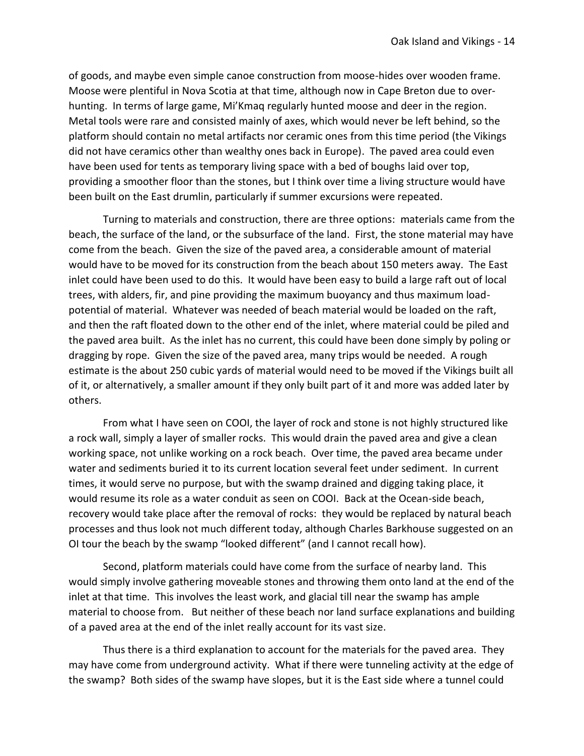of goods, and maybe even simple canoe construction from moose-hides over wooden frame. Moose were plentiful in Nova Scotia at that time, although now in Cape Breton due to over-hunting. In terms of large game, Mi'Kmaq regularly hunted moose and deer in the region. Metal tools were rare and consisted mainly of axes, which would never be left behind, so the platform should contain no metal artifacts nor ceramic ones from this time period (the Vikings did not have ceramics other than wealthy ones back in Europe). The paved area could even have been used for tents as temporary living space with a bed of boughs laid over top, providing a smoother floor than the stones, but I think over time a living structure would have been built on the East drumlin, particularly if summer excursions were repeated.

Turning to materials and construction, there are three options: materials came from the beach, the surface of the land, or the subsurface of the land. First, the stone material may have come from the beach. Given the size of the paved area, a considerable amount of material would have to be moved for its construction from the beach about 150 meters away. The East inlet could have been used to do this. It would have been easy to build a large raft out of local trees, with alders, fir, and pine providing the maximum buoyancy and thus maximum load-potential of material. Whatever was needed of beach material would be loaded on the raft, and then the raft floated down to the other end of the inlet, where material could be piled and the paved area built. As the inlet has no current, this could have been done simply by poling or dragging by rope. Given the size of the paved area, many trips would be needed. A rough estimate is the about 250 cubic yards of material would need to be moved if the Vikings built all of it, or alternatively, a smaller amount if they only built part of it and more was added later by others.

From what I have seen on COOI, the layer of rock and stone is not highly structured like a rock wall, simply a layer of smaller rocks. This would drain the paved area and give a clean working space, not unlike working on a rock beach. Over time, the paved area became under water and sediments buried it to its current location several feet under sediment. In current times, it would serve no purpose, but with the swamp drained and digging taking place, it would resume its role as a water conduit as seen on COOI. Back at the Ocean-side beach, recovery would take place after the removal of rocks: they would be replaced by natural beach processes and thus look not much different today, although Charles Barkhouse suggested on an OI tour the beach by the swamp "looked different" (and I cannot recall how).

Second, platform materials could have come from the surface of nearby land. This would simply involve gathering moveable stones and throwing them onto land at the end of the inlet at that time. This involves the least work, and glacial till near the swamp has ample material to choose from. But neither of these beach nor land surface explanations and building of a paved area at the end of the inlet really account for its vast size.

Thus there is a third explanation to account for the materials for the paved area. They may have come from underground activity. What if there were tunneling activity at the edge of the swamp? Both sides of the swamp have slopes, but it is the East side where a tunnel could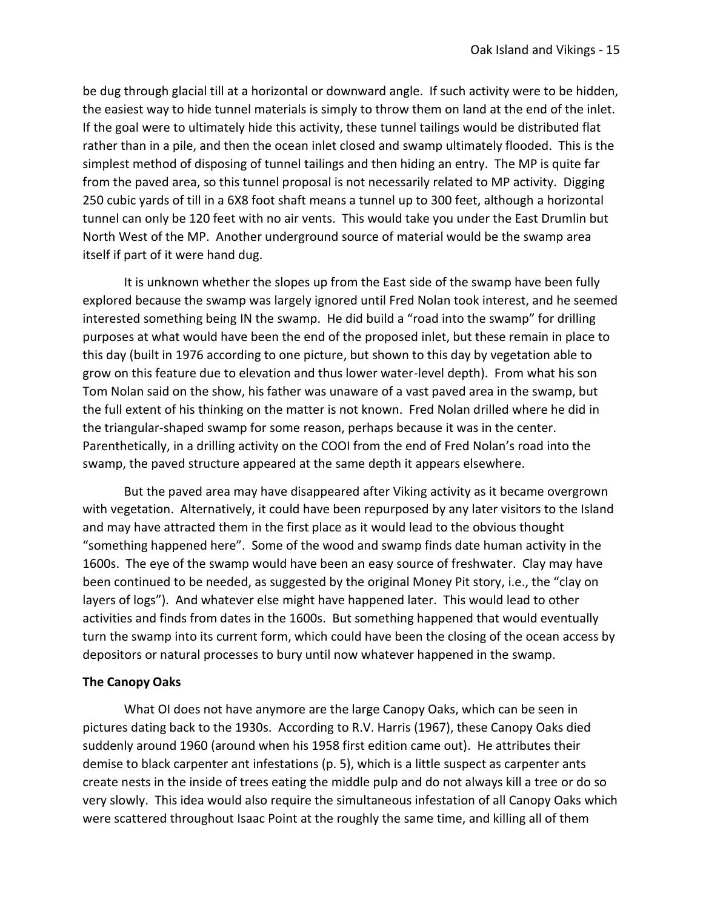be dug through glacial till at a horizontal or downward angle. If such activity were to be hidden, the easiest way to hide tunnel materials is simply to throw them on land at the end of the inlet. If the goal were to ultimately hide this activity, these tunnel tailings would be distributed flat rather than in a pile, and then the ocean inlet closed and swamp ultimately flooded. This is the simplest method of disposing of tunnel tailings and then hiding an entry. The MP is quite far from the paved area, so this tunnel proposal is not necessarily related to MP activity. Digging 250 cubic yards of till in a 6X8 foot shaft means a tunnel up to 300 feet, although a horizontal tunnel can only be 120 feet with no air vents. This would take you under the East Drumlin but North West of the MP. Another underground source of material would be the swamp area itself if part of it were hand dug.

It is unknown whether the slopes up from the East side of the swamp have been fully explored because the swamp was largely ignored until Fred Nolan took interest, and he seemed interested something being IN the swamp. He did build a "road into the swamp" for drilling purposes at what would have been the end of the proposed inlet, but these remain in place to this day (built in 1976 according to one picture, but shown to this day by vegetation able to grow on this feature due to elevation and thus lower water-level depth). From what his son Tom Nolan said on the show, his father was unaware of a vast paved area in the swamp, but the full extent of his thinking on the matter is not known. Fred Nolan drilled where he did in the triangular-shaped swamp for some reason, perhaps because it was in the center. Parenthetically, in a drilling activity on the COOI from the end of Fred Nolan's road into the swamp, the paved structure appeared at the same depth it appears elsewhere.

But the paved area may have disappeared after Viking activity as it became overgrown with vegetation. Alternatively, it could have been repurposed by any later visitors to the Island and may have attracted them in the first place as it would lead to the obvious thought "something happened here". Some of the wood and swamp finds date human activity in the 1600s. The eye of the swamp would have been an easy source of freshwater. Clay may have been continued to be needed, as suggested by the original Money Pit story, i.e., the "clay on layers of logs"). And whatever else might have happened later. This would lead to other activities and finds from dates in the 1600s. But something happened that would eventually turn the swamp into its current form, which could have been the closing of the ocean access by depositors or natural processes to bury until now whatever happened in the swamp.

**The Canopy Oaks**

What OI does not have anymore are the large Canopy Oaks, which can be seen in pictures dating back to the 1930s. According to R.V. Harris (1967), these Canopy Oaks died suddenly around 1960 (around when his 1958 first edition came out). He attributes their demise to black carpenter ant infestations (p. 5), which is a little suspect as carpenter ants create nests in the inside of trees eating the middle pulp and do not always kill a tree or do so very slowly. This idea would also require the simultaneous infestation of all Canopy Oaks which were scattered throughout Isaac Point at the roughly the same time, and killing all of them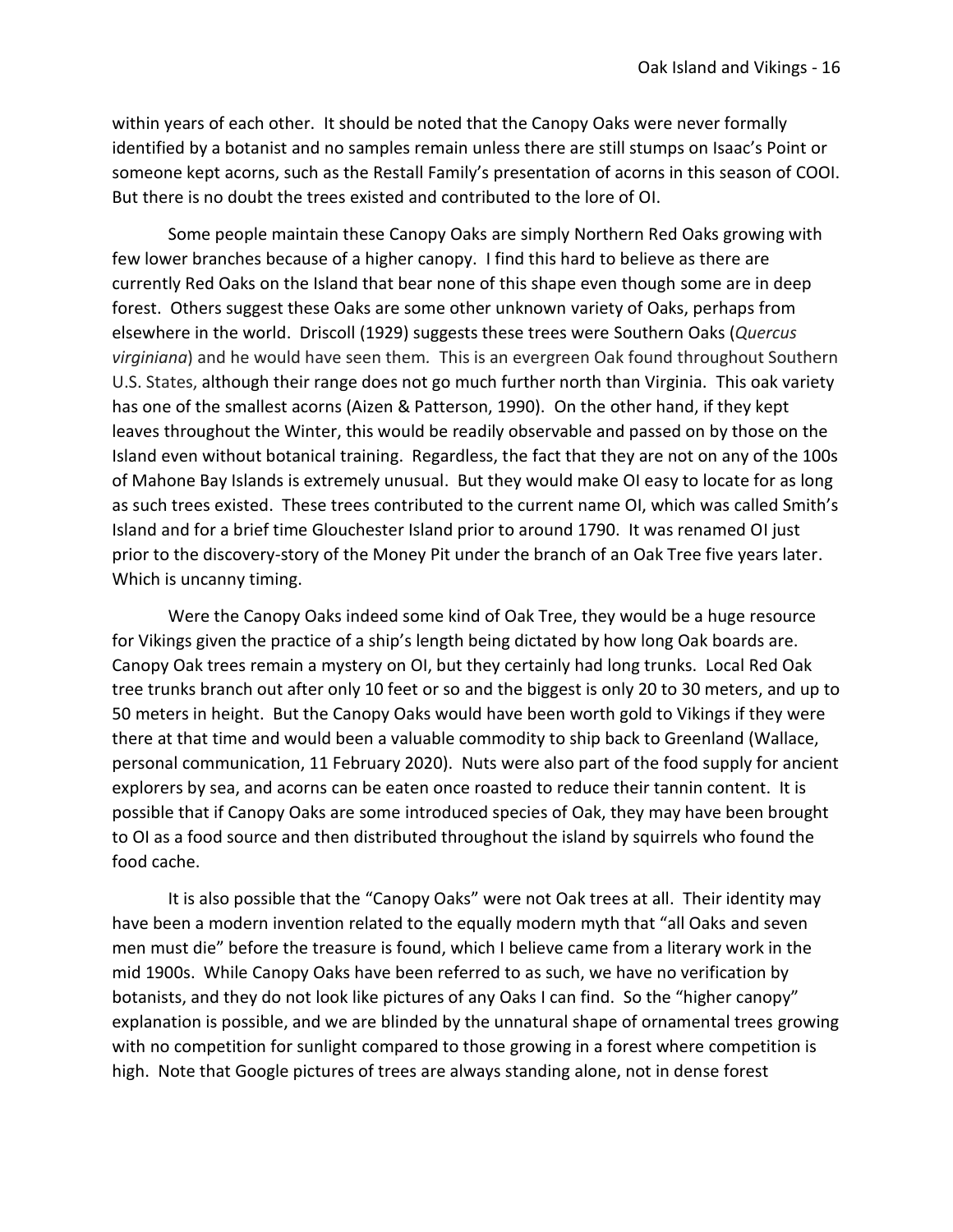within years of each other. It should be noted that the Canopy Oaks were never formally identified by a botanist and no samples remain unless there are still stumps on Isaac's Point or someone kept acorns, such as the Restall Family's presentation of acorns in this season of COOI. But there is no doubt the trees existed and contributed to the lore of OI.

Some people maintain these Canopy Oaks are simply Northern Red Oaks growing with few lower branches because of a higher canopy. I find this hard to believe as there are currently Red Oaks on the Island that bear none of this shape even though some are in deep forest. Others suggest these Oaks are some other unknown variety of Oaks, perhaps from elsewhere in the world. Driscoll (1929) suggests these trees were Southern Oaks (*Quercus virginiana*) and he would have seen them. This is an evergreen Oak found throughout Southern U.S. States, although their range does not go much further north than Virginia. This oak variety has one of the smallest acorns (Aizen & Patterson, 1990). On the other hand, if they kept leaves throughout the Winter, this would be readily observable and passed on by those on the Island even without botanical training. Regardless, the fact that they are not on any of the 100s of Mahone Bay Islands is extremely unusual. But they would make OI easy to locate for as long as such trees existed. These trees contributed to the current name OI, which was called Smith's Island and for a brief time Glouchester Island prior to around 1790. It was renamed OI just prior to the discovery-story of the Money Pit under the branch of an Oak Tree five years later. Which is uncanny timing.

Were the Canopy Oaks indeed some kind of Oak Tree, they would be a huge resource for Vikings given the practice of a ship's length being dictated by how long Oak boards are. Canopy Oak trees remain a mystery on OI, but they certainly had long trunks. Local Red Oak tree trunks branch out after only 10 feet or so and the biggest is only 20 to 30 meters, and up to 50 meters in height. But the Canopy Oaks would have been worth gold to Vikings if they were there at that time and would been a valuable commodity to ship back to Greenland (Wallace, personal communication, 11 February 2020). Nuts were also part of the food supply for ancient explorers by sea, and acorns can be eaten once roasted to reduce their tannin content. It is possible that if Canopy Oaks are some introduced species of Oak, they may have been brought to OI as a food source and then distributed throughout the island by squirrels who found the food cache.

It is also possible that the "Canopy Oaks" were not Oak trees at all. Their identity may have been a modern invention related to the equally modern myth that "all Oaks and seven men must die" before the treasure is found, which I believe came from a literary work in the mid 1900s. While Canopy Oaks have been referred to as such, we have no verification by botanists, and they do not look like pictures of any Oaks I can find. So the "higher canopy" explanation is possible, and we are blinded by the unnatural shape of ornamental trees growing with no competition for sunlight compared to those growing in a forest where competition is high. Note that Google pictures of trees are always standing alone, not in dense forest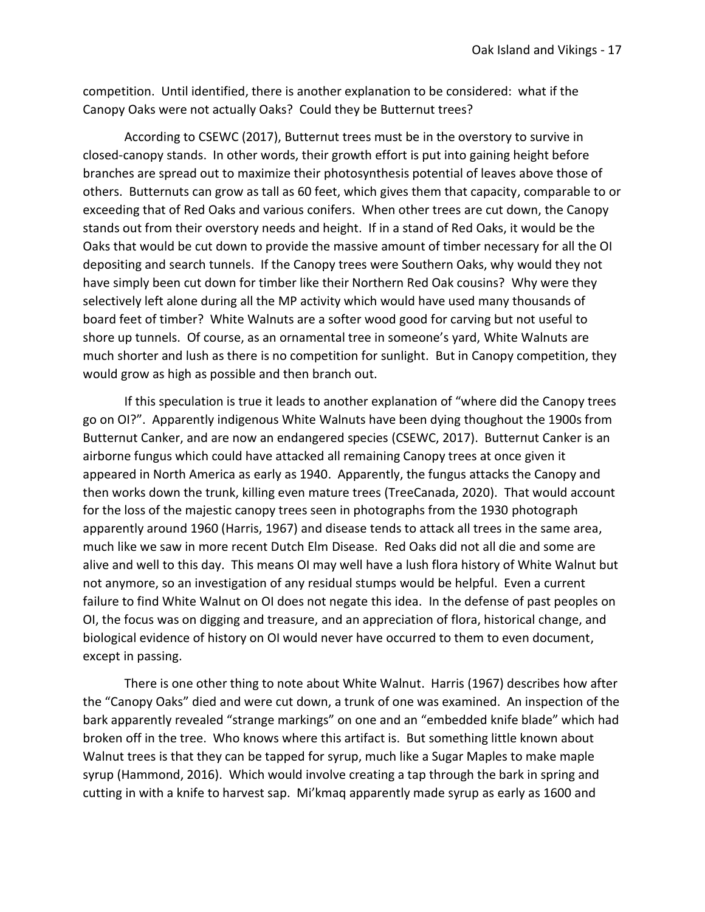competition. Until identified, there is another explanation to be considered: what if the Canopy Oaks were not actually Oaks? Could they be Butternut trees?

According to CSEWC (2017), Butternut trees must be in the overstory to survive in closed-canopy stands. In other words, their growth effort is put into gaining height before branches are spread out to maximize their photosynthesis potential of leaves above those of others. Butternuts can grow as tall as 60 feet, which gives them that capacity, comparable to or exceeding that of Red Oaks and various conifers. When other trees are cut down, the Canopy stands out from their overstory needs and height. If in a stand of Red Oaks, it would be the Oaks that would be cut down to provide the massive amount of timber necessary for all the OI depositing and search tunnels. If the Canopy trees were Southern Oaks, why would they not have simply been cut down for timber like their Northern Red Oak cousins? Why were they selectively left alone during all the MP activity which would have used many thousands of board feet of timber? White Walnuts are a softer wood good for carving but not useful to shore up tunnels. Of course, as an ornamental tree in someone's yard, White Walnuts are much shorter and lush as there is no competition for sunlight. But in Canopy competition, they would grow as high as possible and then branch out.

If this speculation is true it leads to another explanation of "where did the Canopy trees go on OI?". Apparently indigenous White Walnuts have been dying thoughout the 1900s from Butternut Canker, and are now an endangered species (CSEWC, 2017). Butternut Canker is an airborne fungus which could have attacked all remaining Canopy trees at once given it appeared in North America as early as 1940. Apparently, the fungus attacks the Canopy and then works down the trunk, killing even mature trees (TreeCanada, 2020). That would account for the loss of the majestic canopy trees seen in photographs from the 1930 photograph apparently around 1960 (Harris, 1967) and disease tends to attack all trees in the same area, much like we saw in more recent Dutch Elm Disease. Red Oaks did not all die and some are alive and well to this day. This means OI may well have a lush flora history of White Walnut but not anymore, so an investigation of any residual stumps would be helpful. Even a current failure to find White Walnut on OI does not negate this idea. In the defense of past peoples on OI, the focus was on digging and treasure, and an appreciation of flora, historical change, and biological evidence of history on OI would never have occurred to them to even document, except in passing.

There is one other thing to note about White Walnut. Harris (1967) describes how after the "Canopy Oaks" died and were cut down, a trunk of one was examined. An inspection of the bark apparently revealed "strange markings" on one and an "embedded knife blade" which had broken off in the tree. Who knows where this artifact is. But something little known about Walnut trees is that they can be tapped for syrup, much like a Sugar Maples to make maple syrup (Hammond, 2016). Which would involve creating a tap through the bark in spring and cutting in with a knife to harvest sap. Mi'kmaq apparently made syrup as early as 1600 and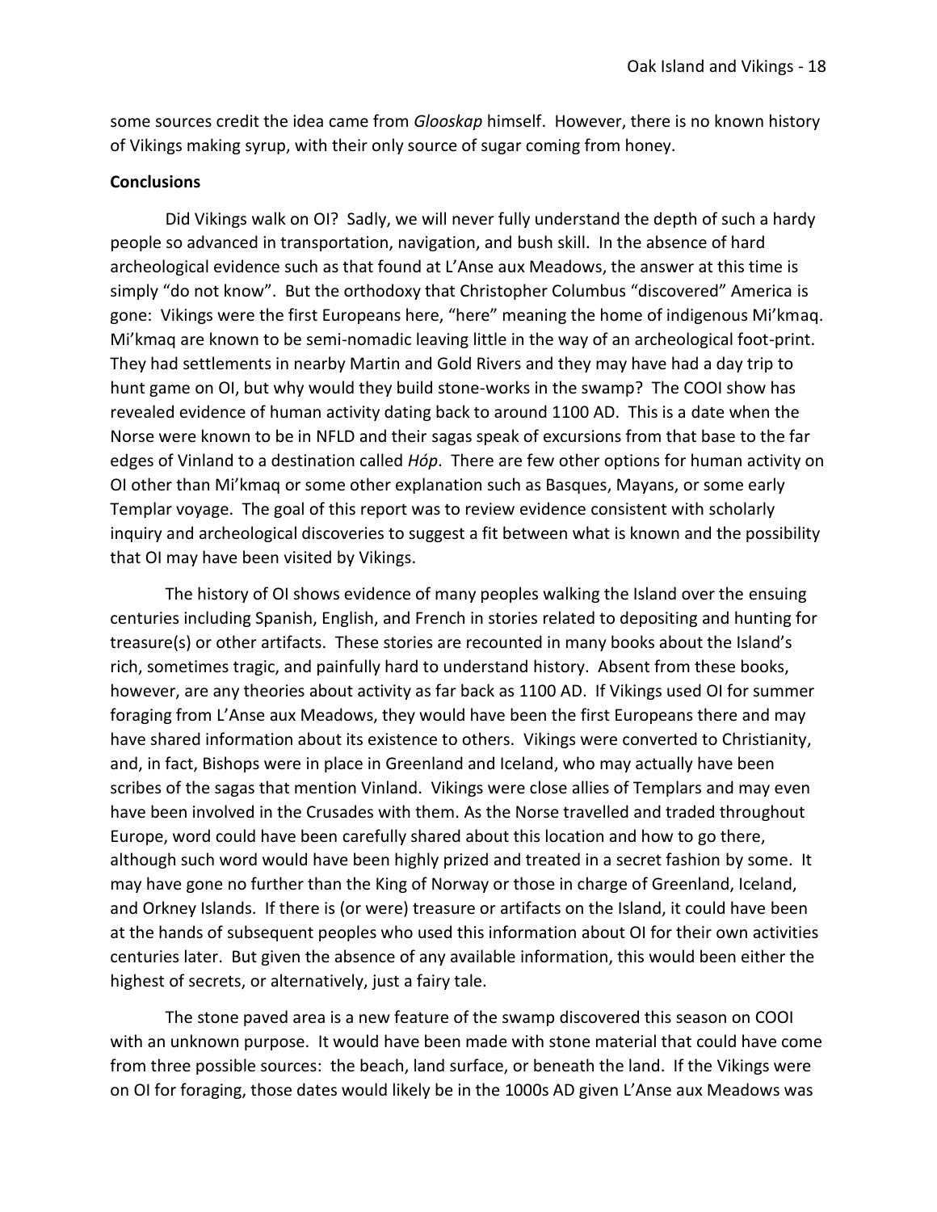some sources credit the idea came from *Glooskap* himself. However, there is no known history of Vikings making syrup, with their only source of sugar coming from honey.

**Conclusions**

Did Vikings walk on OI? Sadly, we will never fully understand the depth of such a hardy people so advanced in transportation, navigation, and bush skill. In the absence of hard archeological evidence such as that found at L'Anse aux Meadows, the answer at this time is simply "do not know". But the orthodoxy that Christopher Columbus "discovered" America is gone: Vikings were the first Europeans here, "here" meaning the home of indigenous Mi'kmaq. Mi'kmaq are known to be semi-nomadic leaving little in the way of an archeological foot-print. They had settlements in nearby Martin and Gold Rivers and they may have had a day trip to hunt game on OI, but why would they build stone-works in the swamp? The COOI show has revealed evidence of human activity dating back to around 1100 AD. This is a date when the Norse were known to be in NFLD and their sagas speak of excursions from that base to the far edges of Vinland to a destination called *Hóp*. There are few other options for human activity on OI other than Mi'kmaq or some other explanation such as Basques, Mayans, or some early Templar voyage. The goal of this report was to review evidence consistent with scholarly inquiry and archeological discoveries to suggest a fit between what is known and the possibility that OI may have been visited by Vikings.

The history of OI shows evidence of many peoples walking the Island over the ensuing centuries including Spanish, English, and French in stories related to depositing and hunting for treasure(s) or other artifacts. These stories are recounted in many books about the Island's rich, sometimes tragic, and painfully hard to understand history. Absent from these books, however, are any theories about activity as far back as 1100 AD. If Vikings used OI for summer foraging from L'Anse aux Meadows, they would have been the first Europeans there and may have shared information about its existence to others. Vikings were converted to Christianity, and, in fact, Bishops were in place in Greenland and Iceland, who may actually have been scribes of the sagas that mention Vinland. Vikings were close allies of Templars and may even have been involved in the Crusades with them. As the Norse travelled and traded throughout Europe, word could have been carefully shared about this location and how to go there, although such word would have been highly prized and treated in a secret fashion by some. It may have gone no further than the King of Norway or those in charge of Greenland, Iceland, and Orkney Islands. If there is (or were) treasure or artifacts on the Island, it could have been at the hands of subsequent peoples who used this information about OI for their own activities centuries later. But given the absence of any available information, this would been either the highest of secrets, or alternatively, just a fairy tale.

The stone paved area is a new feature of the swamp discovered this season on COOI with an unknown purpose. It would have been made with stone material that could have come from three possible sources: the beach, land surface, or beneath the land. If the Vikings were on OI for foraging, those dates would likely be in the 1000s AD given L'Anse aux Meadows was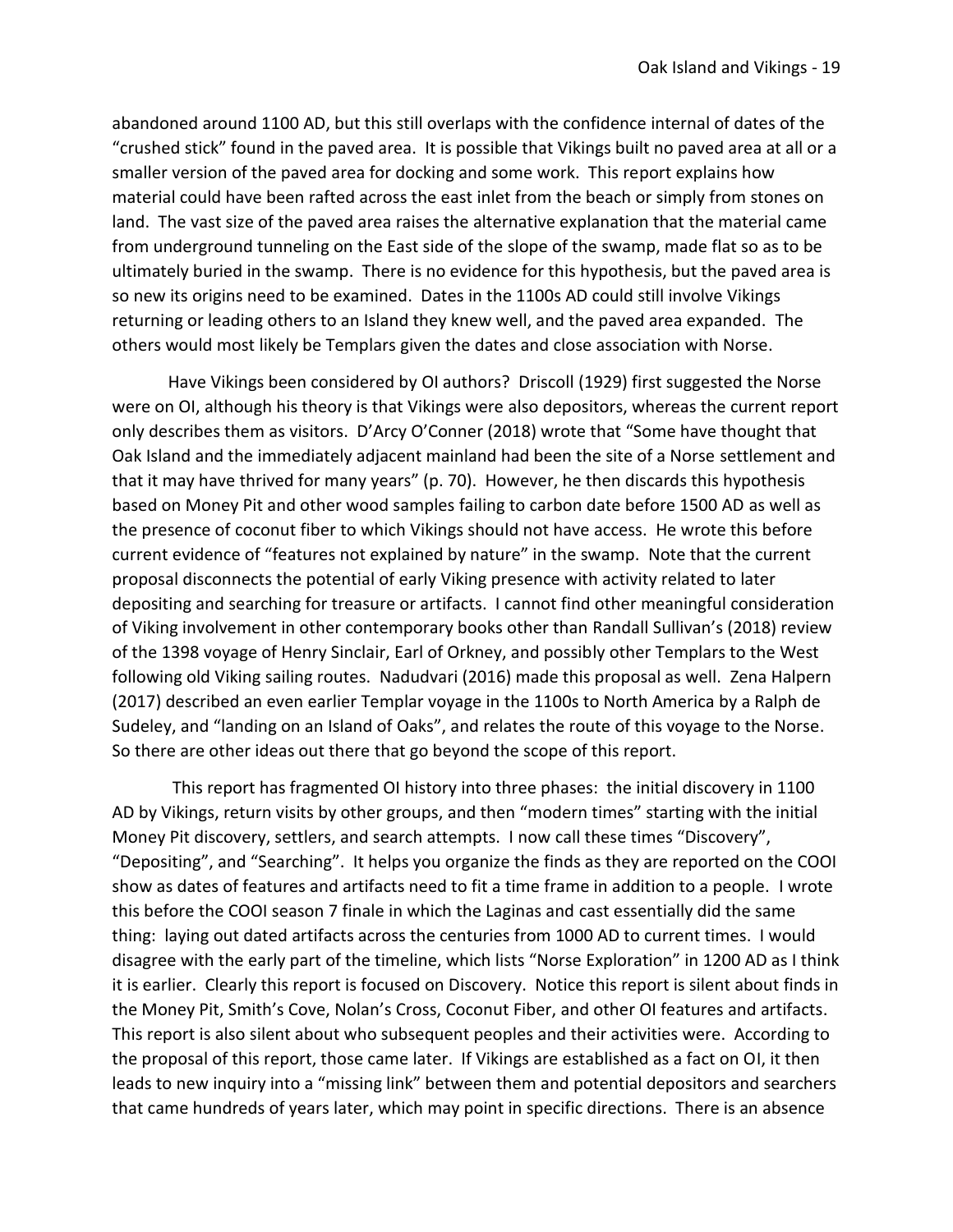abandoned around 1100 AD, but this still overlaps with the confidence internal of dates of the "crushed stick" found in the paved area. It is possible that Vikings built no paved area at all or a smaller version of the paved area for docking and some work. This report explains how material could have been rafted across the east inlet from the beach or simply from stones on land. The vast size of the paved area raises the alternative explanation that the material came from underground tunneling on the East side of the slope of the swamp, made flat so as to be ultimately buried in the swamp. There is no evidence for this hypothesis, but the paved area is so new its origins need to be examined. Dates in the 1100s AD could still involve Vikings returning or leading others to an Island they knew well, and the paved area expanded. The others would most likely be Templars given the dates and close association with Norse.

Have Vikings been considered by OI authors? Driscoll (1929) first suggested the Norse were on OI, although his theory is that Vikings were also depositors, whereas the current report only describes them as visitors. D'Arcy O'Conner (2018) wrote that "Some have thought that Oak Island and the immediately adjacent mainland had been the site of a Norse settlement and that it may have thrived for many years" (p. 70). However, he then discards this hypothesis based on Money Pit and other wood samples failing to carbon date before 1500 AD as well as the presence of coconut fiber to which Vikings should not have access. He wrote this before current evidence of "features not explained by nature" in the swamp. Note that the current proposal disconnects the potential of early Viking presence with activity related to later depositing and searching for treasure or artifacts. I cannot find other meaningful consideration of Viking involvement in other contemporary books other than Randall Sullivan's (2018) review of the 1398 voyage of Henry Sinclair, Earl of Orkney, and possibly other Templars to the West following old Viking sailing routes. Nadudvari (2016) made this proposal as well. Zena Halpern (2017) described an even earlier Templar voyage in the 1100s to North America by a Ralph de Sudeley, and "landing on an Island of Oaks", and relates the route of this voyage to the Norse. So there are other ideas out there that go beyond the scope of this report.

This report has fragmented OI history into three phases: the initial discovery in 1100 AD by Vikings, return visits by other groups, and then "modern times" starting with the initial Money Pit discovery, settlers, and search attempts. I now call these times "Discovery", "Depositing", and "Searching". It helps you organize the finds as they are reported on the COOI show as dates of features and artifacts need to fit a time frame in addition to a people. I wrote this before the COOI season 7 finale in which the Laginas and cast essentially did the same thing: laying out dated artifacts across the centuries from 1000 AD to current times. I would disagree with the early part of the timeline, which lists "Norse Exploration" in 1200 AD as I think it is earlier. Clearly this report is focused on Discovery. Notice this report is silent about finds in the Money Pit, Smith's Cove, Nolan's Cross, Coconut Fiber, and other OI features and artifacts. This report is also silent about who subsequent peoples and their activities were. According to the proposal of this report, those came later. If Vikings are established as a fact on OI, it then leads to new inquiry into a "missing link" between them and potential depositors and searchers that came hundreds of years later, which may point in specific directions. There is an absence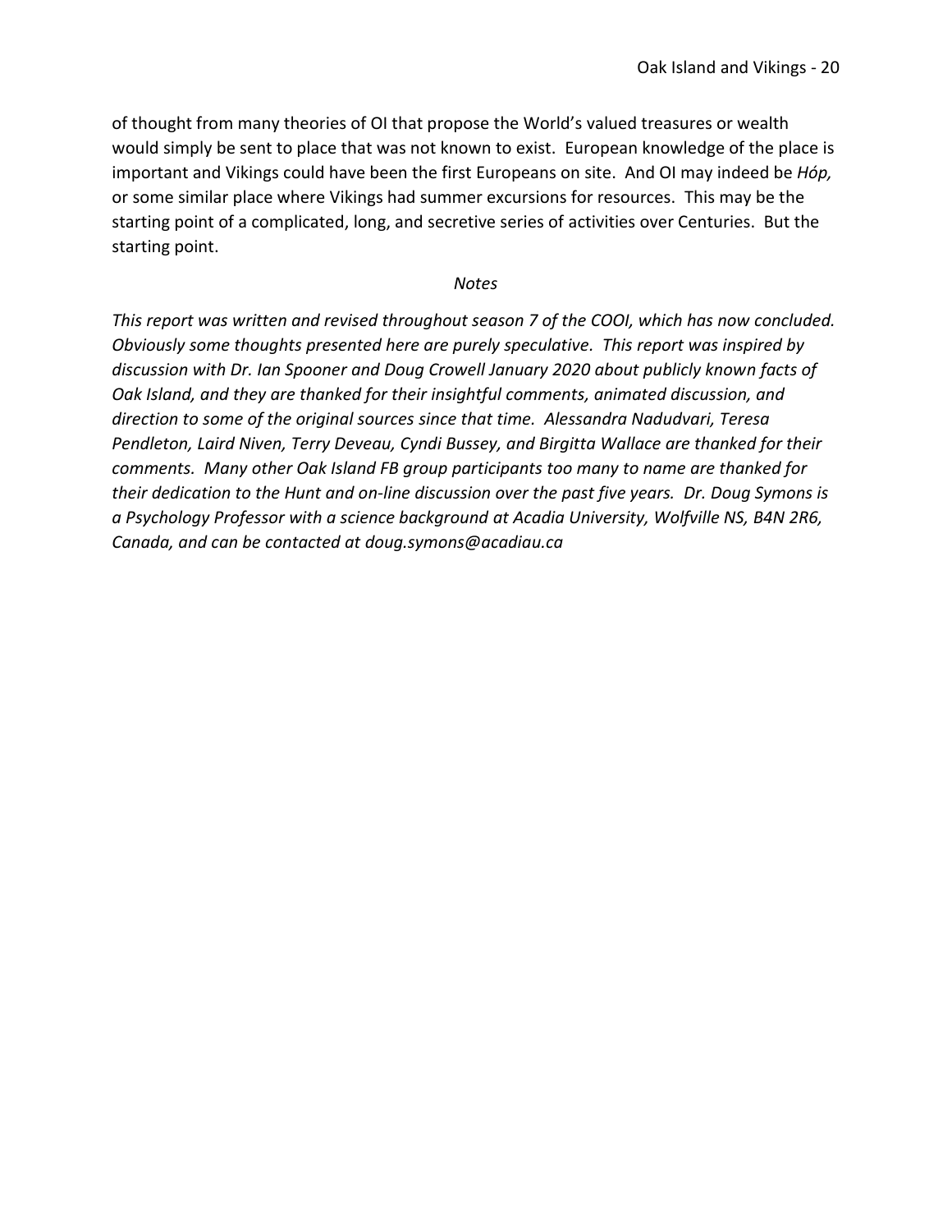of thought from many theories of OI that propose the World's valued treasures or wealth would simply be sent to place that was not known to exist. European knowledge of the place is important and Vikings could have been the first Europeans on site. And OI may indeed be *Hóp,* or some similar place where Vikings had summer excursions for resources. This may be the starting point of a complicated, long, and secretive series of activities over Centuries. But the starting point.

*Notes*

*This report was written and revised throughout season 7 of the COOI, which has now concluded. Obviously some thoughts presented here are purely speculative. This report was inspired by discussion with Dr. Ian Spooner and Doug Crowell January 2020 about publicly known facts of Oak Island, and they are thanked for their insightful comments, animated discussion, and direction to some of the original sources since that time. Alessandra Nadudvari, Teresa Pendleton, Laird Niven, Terry Deveau, Cyndi Bussey, and Birgitta Wallace are thanked for their comments. Many other Oak Island FB group participants too many to name are thanked for their dedication to the Hunt and on-line discussion over the past five years. Dr. Doug Symons is a Psychology Professor with a science background at Acadia University, Wolfville NS, B4N 2R6, Canada, and can be contacted at doug.symons@acadiau.ca*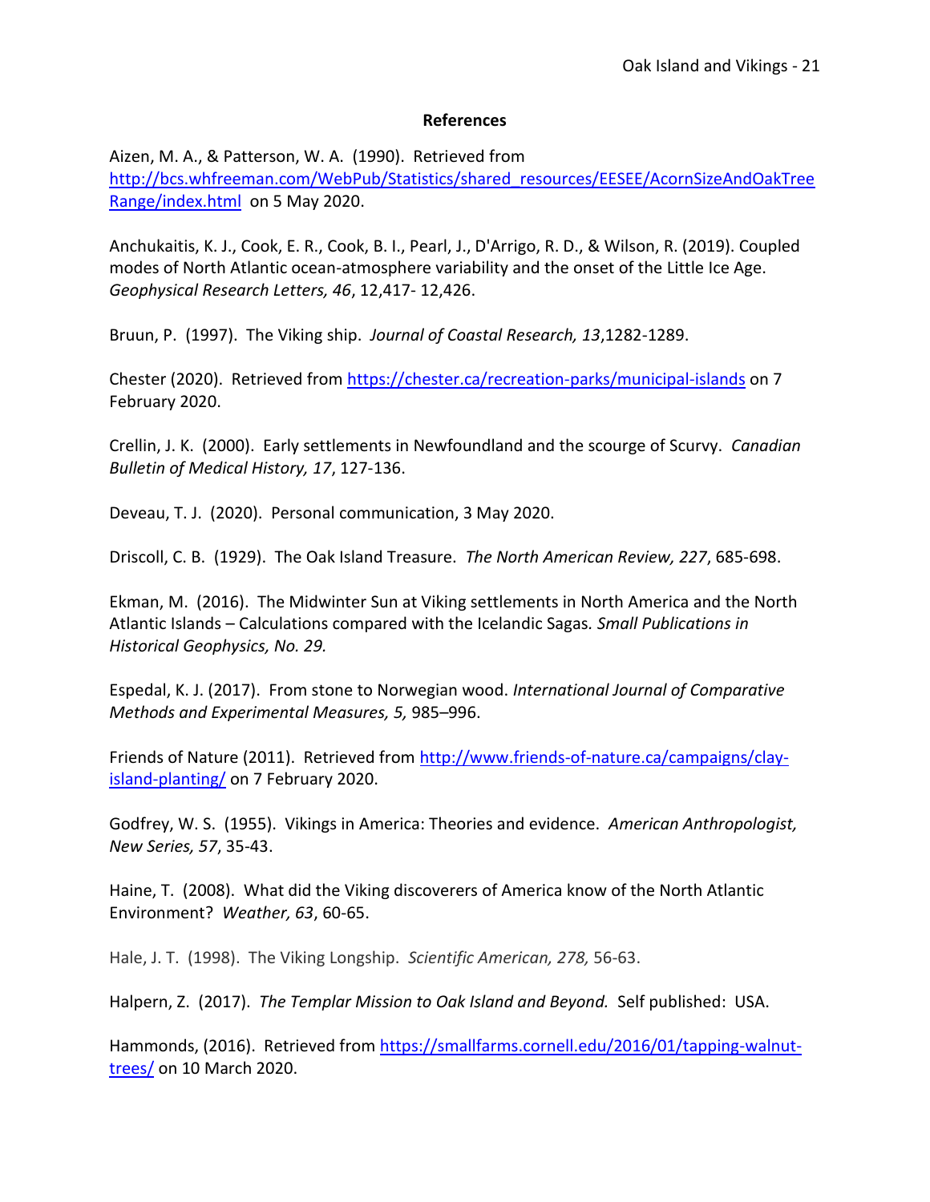## References

Aizen, M. A., & Patterson, W. A. (1990). Retrieved from http://bcs.whfreeman.com/WebPub/Statistics/shared_resources/EESEE/AcornSizeAndOakTreeRange/index.html on 5 May 2020.

Anchukaitis, K. J., Cook, E. R., Cook, B. I., Pearl, J., D'Arrigo, R. D., & Wilson, R. (2019). Coupled modes of North Atlantic ocean-atmosphere variability and the onset of the Little Ice Age. *Geophysical Research Letters, 46*, 12,417- 12,426.

Bruun, P. (1997). The Viking ship. *Journal of Coastal Research, 13*,1282-1289.

Chester (2020). Retrieved from https://chester.ca/recreation-parks/municipal-islands on 7 February 2020.

Crellin, J. K. (2000). Early settlements in Newfoundland and the scourge of Scurvy. *Canadian Bulletin of Medical History, 17*, 127-136.

Deveau, T. J. (2020). Personal communication, 3 May 2020.

Driscoll, C. B. (1929). The Oak Island Treasure. *The North American Review, 227*, 685-698.

Ekman, M. (2016). The Midwinter Sun at Viking settlements in North America and the North Atlantic Islands – Calculations compared with the Icelandic Sagas. *Small Publications in Historical Geophysics, No. 29.*

Espedal, K. J. (2017). From stone to Norwegian wood. *International Journal of Comparative Methods and Experimental Measures, 5,* 985–996.

Friends of Nature (2011). Retrieved from http://www.friends-of-nature.ca/campaigns/clay-island-planting/ on 7 February 2020.

Godfrey, W. S. (1955). Vikings in America: Theories and evidence. *American Anthropologist, New Series, 57*, 35-43.

Haine, T. (2008). What did the Viking discoverers of America know of the North Atlantic Environment? *Weather, 63*, 60-65.

Hale, J. T. (1998). The Viking Longship. *Scientific American, 278,* 56-63.

Halpern, Z. (2017). *The Templar Mission to Oak Island and Beyond.* Self published: USA.

Hammonds, (2016). Retrieved from https://smallfarms.cornell.edu/2016/01/tapping-walnut-trees/ on 10 March 2020.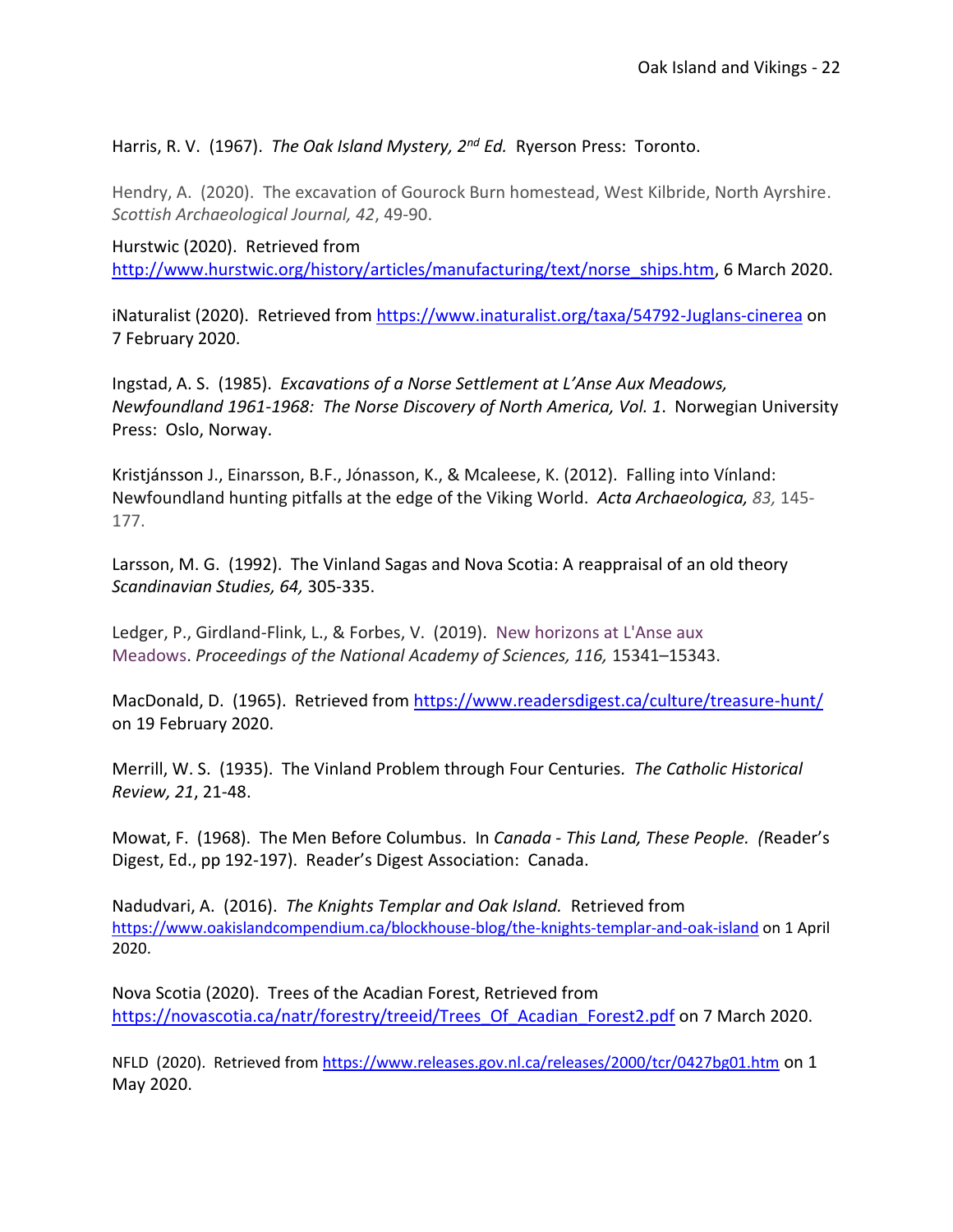Harris, R. V. (1967). *The Oak Island Mystery, 2nd Ed.* Ryerson Press: Toronto.

Hendry, A. (2020). The excavation of Gourock Burn homestead, West Kilbride, North Ayrshire. *Scottish Archaeological Journal, 42*, 49-90.

Hurstwic (2020). Retrieved from http://www.hurstwic.org/history/articles/manufacturing/text/norse_ships.htm, 6 March 2020.

iNaturalist (2020). Retrieved from https://www.inaturalist.org/taxa/54792-Juglans-cinerea on 7 February 2020.

Ingstad, A. S. (1985). *Excavations of a Norse Settlement at L'Anse Aux Meadows, Newfoundland 1961-1968: The Norse Discovery of North America, Vol. 1*. Norwegian University Press: Oslo, Norway.

Kristjánsson J., Einarsson, B.F., Jónasson, K., & Mcaleese, K. (2012). Falling into Vínland: Newfoundland hunting pitfalls at the edge of the Viking World. *Acta Archaeologica, 83,* 145-177.

Larsson, M. G. (1992). The Vinland Sagas and Nova Scotia: A reappraisal of an old theory *Scandinavian Studies, 64,* 305-335.

Ledger, P., Girdland-Flink, L., & Forbes, V. (2019). New horizons at L'Anse aux Meadows. *Proceedings of the National Academy of Sciences, 116,* 15341–15343.

MacDonald, D. (1965). Retrieved from https://www.readersdigest.ca/culture/treasure-hunt/ on 19 February 2020.

Merrill, W. S. (1935). The Vinland Problem through Four Centuries*. The Catholic Historical Review, 21*, 21-48.

Mowat, F. (1968). The Men Before Columbus. In *Canada - This Land, These People. (*Reader's Digest, Ed., pp 192-197). Reader's Digest Association: Canada.

Nadudvari, A. (2016). *The Knights Templar and Oak Island.* Retrieved from https://www.oakislandcompendium.ca/blockhouse-blog/the-knights-templar-and-oak-island on 1 April 2020.

Nova Scotia (2020). Trees of the Acadian Forest, Retrieved from https://novascotia.ca/natr/forestry/treeid/Trees_Of_Acadian_Forest2.pdf on 7 March 2020.

NFLD (2020). Retrieved from https://www.releases.gov.nl.ca/releases/2000/tcr/0427bg01.htm on 1 May 2020.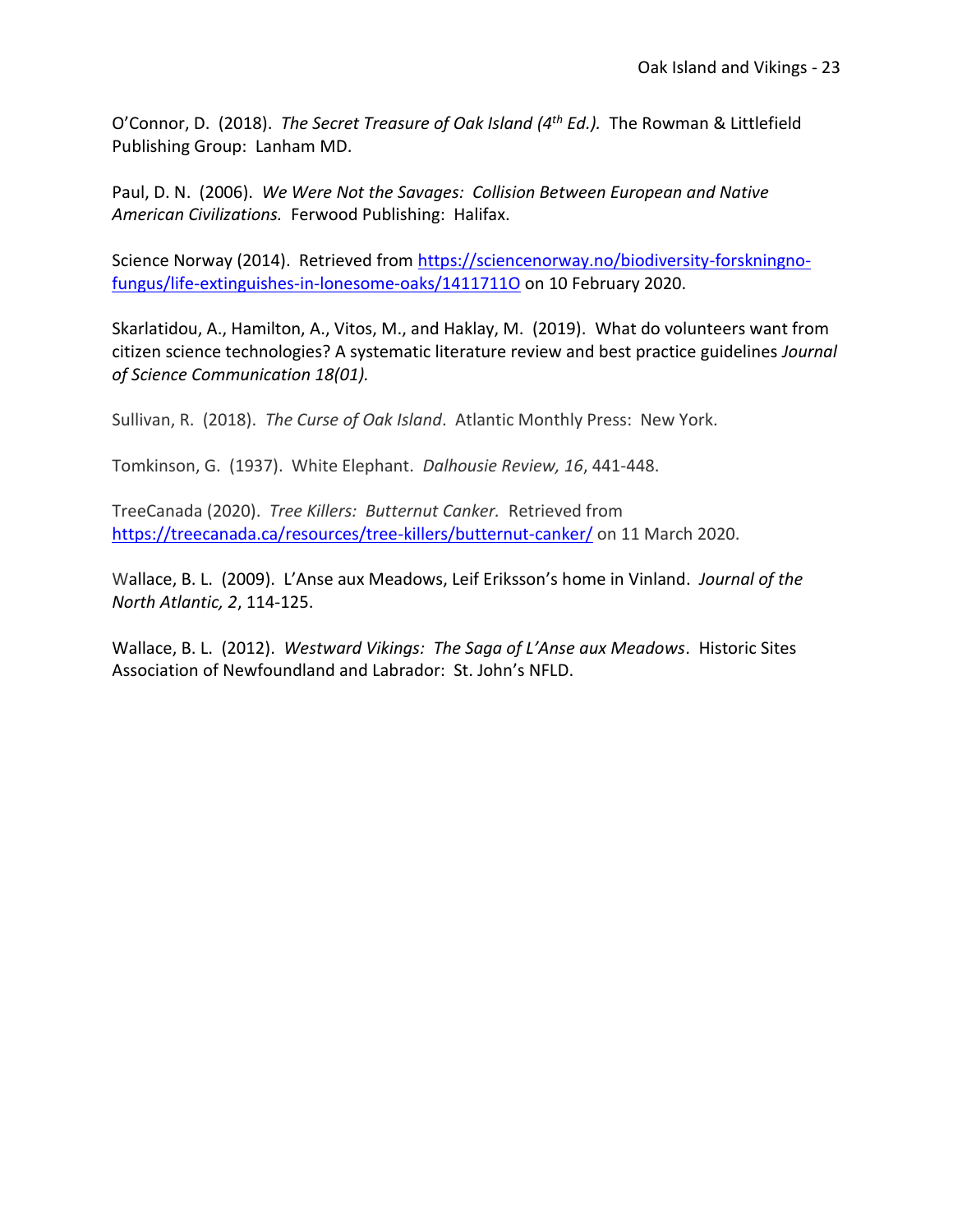O'Connor, D. (2018). *The Secret Treasure of Oak Island (4th Ed.).* The Rowman & Littlefield Publishing Group: Lanham MD.

Paul, D. N. (2006). *We Were Not the Savages: Collision Between European and Native American Civilizations.* Ferwood Publishing: Halifax.

Science Norway (2014). Retrieved from https://sciencenorway.no/biodiversity-forskningno-fungus/life-extinguishes-in-lonesome-oaks/1411711O on 10 February 2020.

Skarlatidou, A., Hamilton, A., Vitos, M., and Haklay, M. (2019). What do volunteers want from citizen science technologies? A systematic literature review and best practice guidelines *Journal of Science Communication 18(01).*

Sullivan, R. (2018). *The Curse of Oak Island*. Atlantic Monthly Press: New York.

Tomkinson, G. (1937). White Elephant. *Dalhousie Review, 16*, 441-448.

TreeCanada (2020). *Tree Killers: Butternut Canker.* Retrieved from https://treecanada.ca/resources/tree-killers/butternut-canker/ on 11 March 2020.

Wallace, B. L. (2009). L'Anse aux Meadows, Leif Eriksson's home in Vinland. *Journal of the North Atlantic, 2*, 114-125.

Wallace, B. L. (2012). *Westward Vikings: The Saga of L'Anse aux Meadows*. Historic Sites Association of Newfoundland and Labrador: St. John's NFLD.